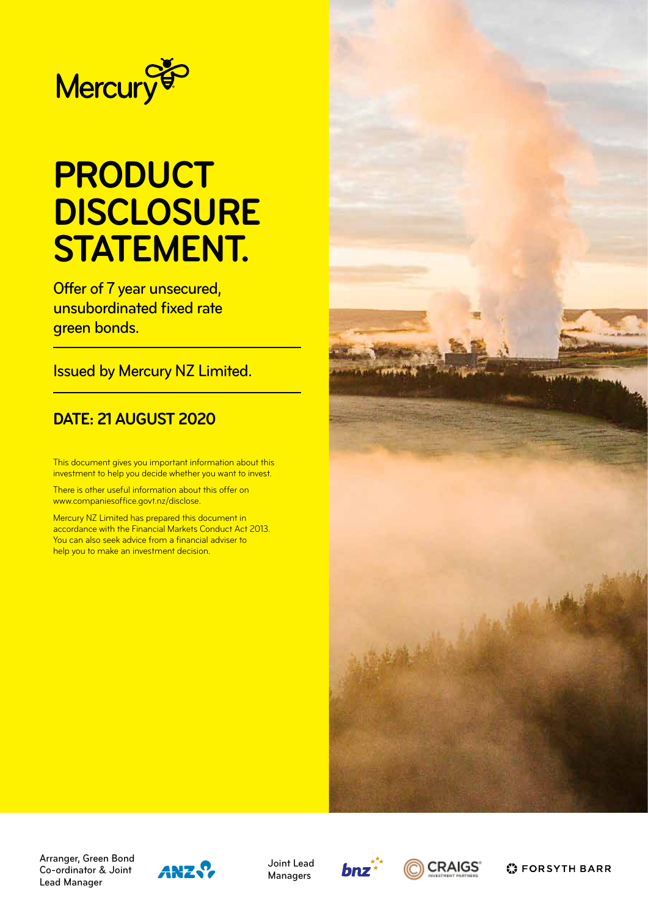Mercury

# PRODUCT DISCLOSURE STATEMENT.

Offer of 7 year unsecured, unsubordinated fixed rate green bonds.

Issued by Mercury NZ Limited.

## DATE: 21 AUGUST 2020

This document gives you important information about this investment to help you decide whether you want to invest.

There is other useful information about this offer on www.companiesoffice.govt.nz/disclose.

Mercury NZ Limited has prepared this document in accordance with the Financial Markets Conduct Act 2013. You can also seek advice from a financial adviser to help you to make an investment decision.

Arranger, Green Bond Co-ordinator & Joint Lead Manager: ANZ

Joint Lead Managers: bnz, CRAIGS INVESTMENT PARTNERS, FORSYTH BARR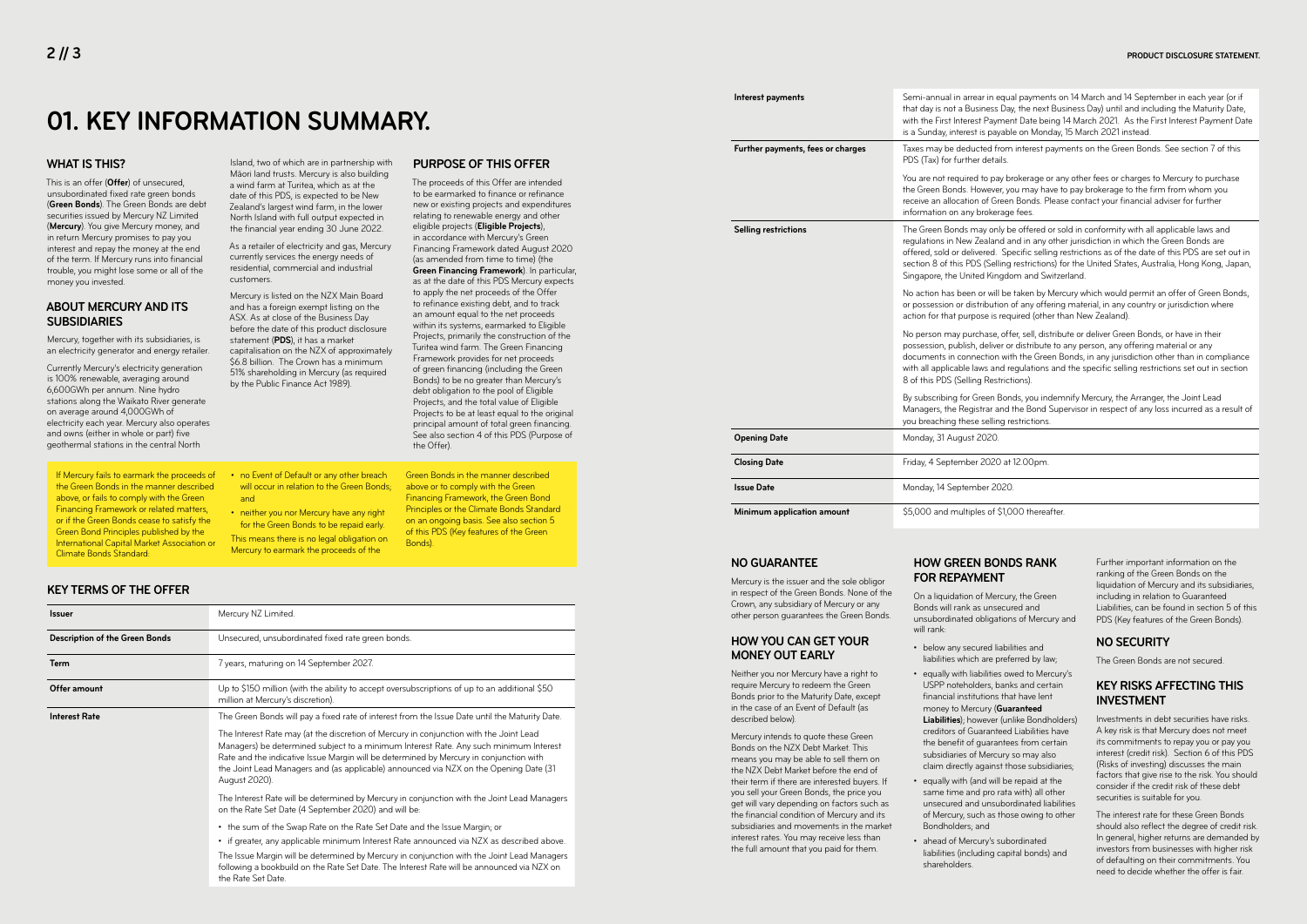# 01. KEY INFORMATION SUMMARY.

## WHAT IS THIS?

This is an offer (**Offer**) of unsecured, unsubordinated fixed rate green bonds (**Green Bonds**). The Green Bonds are debt securities issued by Mercury NZ Limited (**Mercury**). You give Mercury money, and in return Mercury promises to pay you interest and repay the money at the end of the term. If Mercury runs into financial trouble, you might lose some or all of the money you invested.

## ABOUT MERCURY AND ITS SUBSIDIARIES

Mercury, together with its subsidiaries, is an electricity generator and energy retailer.

Currently Mercury's electricity generation is 100% renewable, averaging around 6,600GWh per annum. Nine hydro stations along the Waikato River generate on average around 4,000GWh of electricity each year. Mercury also operates and owns (either in whole or part) five geothermal stations in the central North Island, two of which are in partnership with Māori land trusts. Mercury is also building a wind farm at Turitea, which as at the date of this PDS, is expected to be New Zealand's largest wind farm, in the lower North Island with full output expected in the financial year ending 30 June 2022.

As a retailer of electricity and gas, Mercury currently services the energy needs of residential, commercial and industrial customers.

Mercury is listed on the NZX Main Board and has a foreign exempt listing on the ASX. As at close of the Business Day before the date of this product disclosure statement (**PDS**), it has a market capitalisation on the NZX of approximately $6.8 billion. The Crown has a minimum 51% shareholding in Mercury (as required by the Public Finance Act 1989).

## PURPOSE OF THIS OFFER

The proceeds of this Offer are intended to be earmarked to finance or refinance new or existing projects and expenditures relating to renewable energy and other eligible projects (**Eligible Projects**), in accordance with Mercury's Green Financing Framework dated August 2020 (as amended from time to time) (the **Green Financing Framework**). In particular, as at the date of this PDS Mercury expects to apply the net proceeds of the Offer to refinance existing debt, and to track an amount equal to the net proceeds within its systems, earmarked to Eligible Projects, primarily the construction of the Turitea wind farm. The Green Financing Framework provides for net proceeds of green financing (including the Green Bonds) to be no greater than Mercury's debt obligation to the pool of Eligible Projects, and the total value of Eligible Projects to be at least equal to the original principal amount of total green financing. See also section 4 of this PDS (Purpose of the Offer).

If Mercury fails to earmark the proceeds of the Green Bonds in the manner described above, or fails to comply with the Green Financing Framework or related matters, or if the Green Bonds cease to satisfy the Green Bond Principles published by the International Capital Market Association or Climate Bonds Standard:

- no Event of Default or any other breach will occur in relation to the Green Bonds; and
- neither you nor Mercury have any right for the Green Bonds to be repaid early.

This means there is no legal obligation on Mercury to earmark the proceeds of the Green Bonds in the manner described above or to comply with the Green Financing Framework, the Green Bond Principles or the Climate Bonds Standard on an ongoing basis. See also section 5 of this PDS (Key features of the Green Bonds).

## KEY TERMS OF THE OFFER

| | |
|---|---|
| **Issuer** | Mercury NZ Limited. |
| **Description of the Green Bonds** | Unsecured, unsubordinated fixed rate green bonds. |
| **Term** | 7 years, maturing on 14 September 2027. |
| **Offer amount** | Up to $150 million (with the ability to accept oversubscriptions of up to an additional $50 million at Mercury's discretion). |
| **Interest Rate** | The Green Bonds will pay a fixed rate of interest from the Issue Date until the Maturity Date.<br><br>The Interest Rate may (at the discretion of Mercury in conjunction with the Joint Lead Managers) be determined subject to a minimum Interest Rate. Any such minimum Interest Rate and the indicative Issue Margin will be determined by Mercury in conjunction with the Joint Lead Managers and (as applicable) announced via NZX on the Opening Date (31 August 2020).<br><br>The Interest Rate will be determined by Mercury in conjunction with the Joint Lead Managers on the Rate Set Date (4 September 2020) and will be:<br><br>• the sum of the Swap Rate on the Rate Set Date and the Issue Margin; or<br>• if greater, any applicable minimum Interest Rate announced via NZX as described above.<br><br>The Issue Margin will be determined by Mercury in conjunction with the Joint Lead Managers following a bookbuild on the Rate Set Date. The Interest Rate will be announced via NZX on the Rate Set Date. |
| **Interest payments** | Semi-annual in arrear in equal payments on 14 March and 14 September in each year (or if that day is not a Business Day, the next Business Day) until and including the Maturity Date, with the First Interest Payment Date being 14 March 2021. As the First Interest Payment Date is a Sunday, interest is payable on Monday, 15 March 2021 instead. |
| **Further payments, fees or charges** | Taxes may be deducted from interest payments on the Green Bonds. See section 7 of this PDS (Tax) for further details.<br><br>You are not required to pay brokerage or any other fees or charges to Mercury to purchase the Green Bonds. However, you may have to pay brokerage to the firm from whom you receive an allocation of Green Bonds. Please contact your financial adviser for further information on any brokerage fees. |
| **Selling restrictions** | The Green Bonds may only be offered or sold in conformity with all applicable laws and regulations in New Zealand and in any other jurisdiction in which the Green Bonds are offered, sold or delivered. Specific selling restrictions as of the date of this PDS are set out in section 8 of this PDS (Selling restrictions) for the United States, Australia, Hong Kong, Japan, Singapore, the United Kingdom and Switzerland.<br><br>No action has been or will be taken by Mercury which would permit an offer of Green Bonds, or possession or distribution of any offering material, in any country or jurisdiction where action for that purpose is required (other than New Zealand).<br><br>No person may purchase, offer, sell, distribute or deliver Green Bonds, or have in their possession, publish, deliver or distribute to any person, any offering material or any documents in connection with the Green Bonds, in any jurisdiction other than in compliance with all applicable laws and regulations and the specific selling restrictions set out in section 8 of this PDS (Selling Restrictions).<br><br>By subscribing for Green Bonds, you indemnify Mercury, the Arranger, the Joint Lead Managers, the Registrar and the Bond Supervisor in respect of any loss incurred as a result of you breaching these selling restrictions. |
| **Opening Date** | Monday, 31 August 2020. |
| **Closing Date** | Friday, 4 September 2020 at 12.00pm. |
| **Issue Date** | Monday, 14 September 2020. |
| **Minimum application amount** | $5,000 and multiples of $1,000 thereafter. |

## NO GUARANTEE

Mercury is the issuer and the sole obligor in respect of the Green Bonds. None of the Crown, any subsidiary of Mercury or any other person guarantees the Green Bonds.

## HOW YOU CAN GET YOUR MONEY OUT EARLY

Neither you nor Mercury have a right to require Mercury to redeem the Green Bonds prior to the Maturity Date, except in the case of an Event of Default (as described below).

Mercury intends to quote these Green Bonds on the NZX Debt Market. This means you may be able to sell them on the NZX Debt Market before the end of their term if there are interested buyers. If you sell your Green Bonds, the price you get will vary depending on factors such as the financial condition of Mercury and its subsidiaries and movements in the market interest rates. You may receive less than the full amount that you paid for them.

## HOW GREEN BONDS RANK FOR REPAYMENT

On a liquidation of Mercury, the Green Bonds will rank as unsecured and unsubordinated obligations of Mercury and will rank:

- below any secured liabilities and liabilities which are preferred by law;
- equally with liabilities owed to Mercury's USPP noteholders, banks and certain financial institutions that have lent money to Mercury (**Guaranteed Liabilities**); however (unlike Bondholders) creditors of Guaranteed Liabilities have the benefit of guarantees from certain subsidiaries of Mercury so may also claim directly against those subsidiaries;
- equally with (and will be repaid at the same time and pro rata with) all other unsecured and unsubordinated liabilities of Mercury, such as those owing to other Bondholders; and
- ahead of Mercury's subordinated liabilities (including capital bonds) and shareholders.

Further important information on the ranking of the Green Bonds on the liquidation of Mercury and its subsidiaries, including in relation to Guaranteed Liabilities, can be found in section 5 of this PDS (Key features of the Green Bonds).

## NO SECURITY

The Green Bonds are not secured.

## KEY RISKS AFFECTING THIS INVESTMENT

Investments in debt securities have risks. A key risk is that Mercury does not meet its commitments to repay you or pay you interest (credit risk). Section 6 of this PDS (Risks of investing) discusses the main factors that give rise to the risk. You should consider if the credit risk of these debt securities is suitable for you.

The interest rate for these Green Bonds should also reflect the degree of credit risk. In general, higher returns are demanded by investors from businesses with higher risk of defaulting on their commitments. You need to decide whether the offer is fair.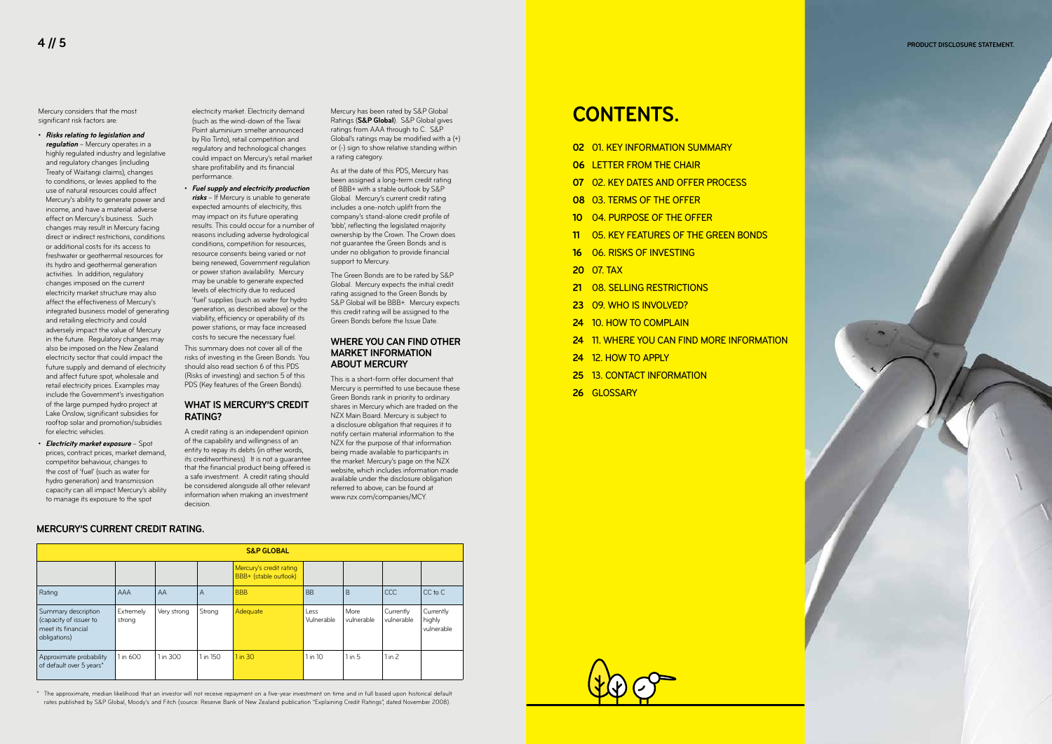Mercury considers that the most significant risk factors are:

- ***Risks relating to legislation and regulation*** – Mercury operates in a highly regulated industry and legislative and regulatory changes (including Treaty of Waitangi claims), changes to conditions, or levies applied to the use of natural resources could affect Mercury's ability to generate power and income, and have a material adverse effect on Mercury's business. Such changes may result in Mercury facing direct or indirect restrictions, conditions or additional costs for its access to freshwater or geothermal resources for its hydro and geothermal generation activities. In addition, regulatory changes imposed on the current electricity market structure may also affect the effectiveness of Mercury's integrated business model of generating and retailing electricity and could adversely impact the value of Mercury in the future. Regulatory changes may also be imposed on the New Zealand electricity sector that could impact the future supply and demand of electricity and affect future spot, wholesale and retail electricity prices. Examples may include the Government's investigation of the large pumped hydro project at Lake Onslow, significant subsidies for rooftop solar and promotion/subsidies for electric vehicles.
- ***Electricity market exposure*** – Spot prices, contract prices, market demand, competitor behaviour, changes to the cost of 'fuel' (such as water for hydro generation) and transmission capacity can all impact Mercury's ability to manage its exposure to the spot electricity market. Electricity demand (such as the wind-down of the Tiwai Point aluminium smelter announced by Rio Tinto), retail competition and regulatory and technological changes could impact on Mercury's retail market share profitability and its financial performance.
- ***Fuel supply and electricity production risks*** – If Mercury is unable to generate expected amounts of electricity, this may impact on its future operating results. This could occur for a number of reasons including adverse hydrological conditions, competition for resources, resource consents being varied or not being renewed, Government regulation or power station availability. Mercury may be unable to generate expected levels of electricity due to reduced 'fuel' supplies (such as water for hydro generation, as described above) or the viability, efficiency or operability of its power stations, or may face increased costs to secure the necessary fuel.

This summary does not cover all of the risks of investing in the Green Bonds. You should also read section 6 of this PDS (Risks of investing) and section 5 of this PDS (Key features of the Green Bonds).

### WHAT IS MERCURY'S CREDIT RATING?

A credit rating is an independent opinion of the capability and willingness of an entity to repay its debts (in other words, its creditworthiness). It is not a guarantee that the financial product being offered is a safe investment. A credit rating should be considered alongside all other relevant information when making an investment decision.

Mercury has been rated by S&P Global Ratings (**S&P Global**). S&P Global gives ratings from AAA through to C. S&P Global's ratings may be modified with a (+) or (-) sign to show relative standing within a rating category.

As at the date of this PDS, Mercury has been assigned a long-term credit rating of BBB+ with a stable outlook by S&P Global. Mercury's current credit rating includes a one-notch uplift from the company's stand-alone credit profile of 'bbb', reflecting the legislated majority ownership by the Crown. The Crown does not guarantee the Green Bonds and is under no obligation to provide financial support to Mercury.

The Green Bonds are to be rated by S&P Global. Mercury expects the initial credit rating assigned to the Green Bonds by S&P Global will be BBB+. Mercury expects this credit rating will be assigned to the Green Bonds before the Issue Date.

### WHERE YOU CAN FIND OTHER MARKET INFORMATION ABOUT MERCURY

This is a short-form offer document that Mercury is permitted to use because these Green Bonds rank in priority to ordinary shares in Mercury which are traded on the NZX Main Board. Mercury is subject to a disclosure obligation that requires it to notify certain material information to the NZX for the purpose of that information being made available to participants in the market. Mercury's page on the NZX website, which includes information made available under the disclosure obligation referred to above, can be found at www.nzx.com/companies/MCY.

### MERCURY'S CURRENT CREDIT RATING.

| S&P GLOBAL | | | | | | | | |
|---|---|---|---|---|---|---|---|---|
| | | | | Mercury's credit rating BBB+ (stable outlook) | | | | |
| Rating | AAA | AA | A | BBB | BB | B | CCC | CC to C |
| Summary description (capacity of issuer to meet its financial obligations) | Extremely strong | Very strong | Strong | Adequate | Less Vulnerable | More vulnerable | Currently vulnerable | Currently highly vulnerable |
| Approximate probability of default over 5 years* | 1 in 600 | 1 in 300 | 1 in 150 | 1 in 30 | 1 in 10 | 1 in 5 | 1 in 2 | |

\* The approximate, median likelihood that an investor will not receive repayment on a five-year investment on time and in full based upon historical default rates published by S&P Global, Moody's and Fitch (source: Reserve Bank of New Zealand publication "Explaining Credit Ratings", dated November 2008).

# CONTENTS.

- **02** 01. KEY INFORMATION SUMMARY
- **06** LETTER FROM THE CHAIR
- **07** 02. KEY DATES AND OFFER PROCESS
- **08** 03. TERMS OF THE OFFER
- **10** 04. PURPOSE OF THE OFFER
- **11** 05. KEY FEATURES OF THE GREEN BONDS
- **16** 06. RISKS OF INVESTING
- **20** 07. TAX
- **21** 08. SELLING RESTRICTIONS
- **23** 09. WHO IS INVOLVED?
- **24** 10. HOW TO COMPLAIN
- **24** 11. WHERE YOU CAN FIND MORE INFORMATION
- **24** 12. HOW TO APPLY
- **25** 13. CONTACT INFORMATION
- **26** GLOSSARY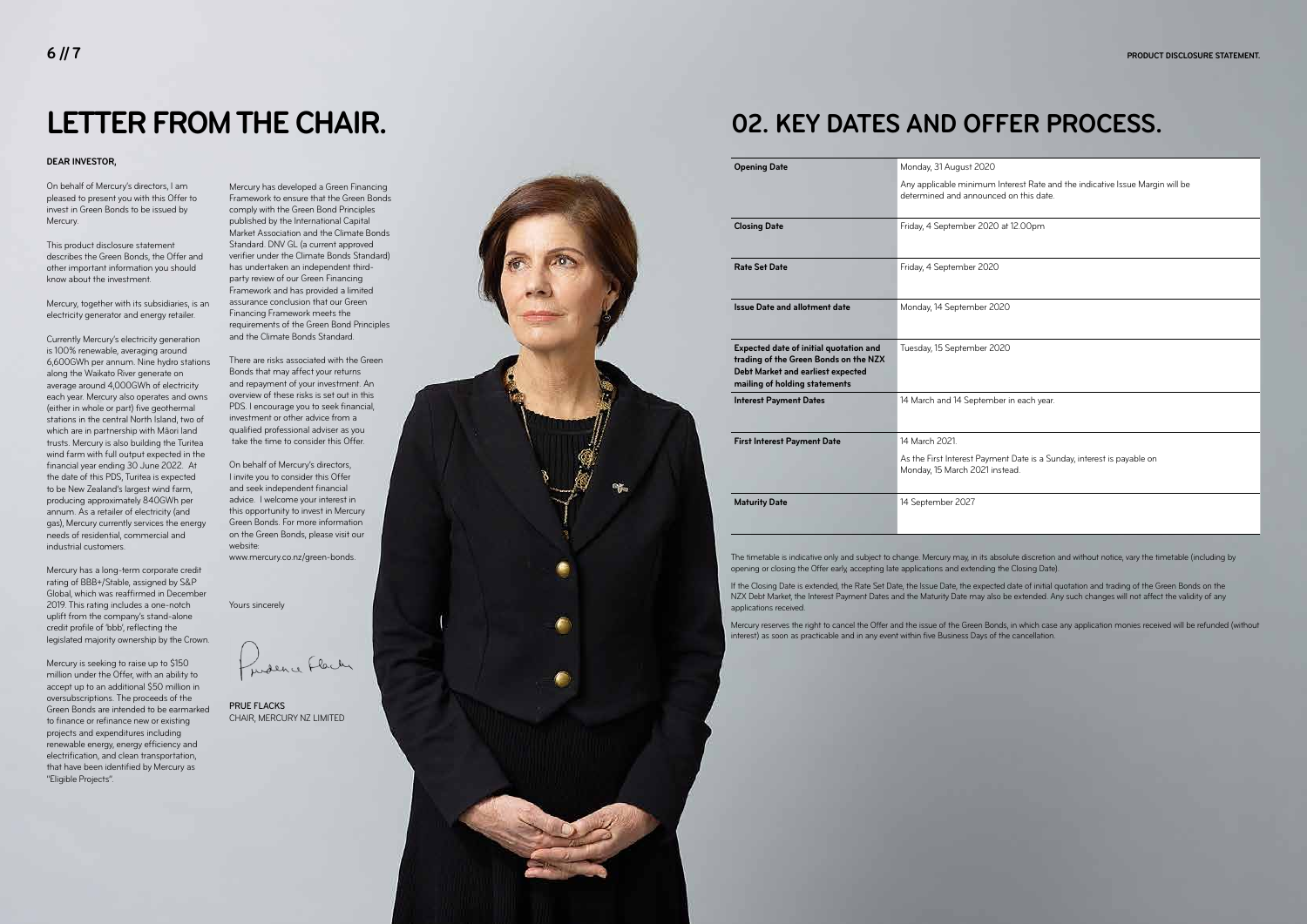# LETTER FROM THE CHAIR.

**DEAR INVESTOR,**

On behalf of Mercury's directors, I am pleased to present you with this Offer to invest in Green Bonds to be issued by Mercury.

This product disclosure statement describes the Green Bonds, the Offer and other important information you should know about the investment.

Mercury, together with its subsidiaries, is an electricity generator and energy retailer.

Currently Mercury's electricity generation is 100% renewable, averaging around 6,600GWh per annum. Nine hydro stations along the Waikato River generate on average around 4,000GWh of electricity each year. Mercury also operates and owns (either in whole or part) five geothermal stations in the central North Island, two of which are in partnership with Māori land trusts. Mercury is also building the Turitea wind farm with full output expected in the financial year ending 30 June 2022. At the date of this PDS, Turitea is expected to be New Zealand's largest wind farm, producing approximately 840GWh per annum. As a retailer of electricity (and gas), Mercury currently services the energy needs of residential, commercial and industrial customers.

Mercury has a long-term corporate credit rating of BBB+/Stable, assigned by S&P Global, which was reaffirmed in December 2019. This rating includes a one-notch uplift from the company's stand-alone credit profile of 'bbb', reflecting the legislated majority ownership by the Crown.

Mercury is seeking to raise up to $150 million under the Offer, with an ability to accept up to an additional $50 million in oversubscriptions. The proceeds of the Green Bonds are intended to be earmarked to finance or refinance new or existing projects and expenditures including renewable energy, energy efficiency and electrification, and clean transportation, that have been identified by Mercury as "Eligible Projects".

Mercury has developed a Green Financing Framework to ensure that the Green Bonds comply with the Green Bond Principles published by the International Capital Market Association and the Climate Bonds Standard. DNV GL (a current approved verifier under the Climate Bonds Standard) has undertaken an independent third-party review of our Green Financing Framework and has provided a limited assurance conclusion that our Green Financing Framework meets the requirements of the Green Bond Principles and the Climate Bonds Standard.

There are risks associated with the Green Bonds that may affect your returns and repayment of your investment. An overview of these risks is set out in this PDS. I encourage you to seek financial, investment or other advice from a qualified professional adviser as you take the time to consider this Offer.

On behalf of Mercury's directors, I invite you to consider this Offer and seek independent financial advice. I welcome your interest in this opportunity to invest in Mercury Green Bonds. For more information on the Green Bonds, please visit our website: www.mercury.co.nz/green-bonds.

Yours sincerely

PRUE FLACKS
CHAIR, MERCURY NZ LIMITED

# 02. KEY DATES AND OFFER PROCESS.

| | |
|---|---|
| **Opening Date** | Monday, 31 August 2020<br>Any applicable minimum Interest Rate and the indicative Issue Margin will be determined and announced on this date. |
| **Closing Date** | Friday, 4 September 2020 at 12.00pm |
| **Rate Set Date** | Friday, 4 September 2020 |
| **Issue Date and allotment date** | Monday, 14 September 2020 |
| **Expected date of initial quotation and trading of the Green Bonds on the NZX Debt Market and earliest expected mailing of holding statements** | Tuesday, 15 September 2020 |
| **Interest Payment Dates** | 14 March and 14 September in each year. |
| **First Interest Payment Date** | 14 March 2021.<br>As the First Interest Payment Date is a Sunday, interest is payable on Monday, 15 March 2021 instead. |
| **Maturity Date** | 14 September 2027 |

The timetable is indicative only and subject to change. Mercury may, in its absolute discretion and without notice, vary the timetable (including by opening or closing the Offer early, accepting late applications and extending the Closing Date).

If the Closing Date is extended, the Rate Set Date, the Issue Date, the expected date of initial quotation and trading of the Green Bonds on the NZX Debt Market, the Interest Payment Dates and the Maturity Date may also be extended. Any such changes will not affect the validity of any applications received.

Mercury reserves the right to cancel the Offer and the issue of the Green Bonds, in which case any application monies received will be refunded (without interest) as soon as practicable and in any event within five Business Days of the cancellation.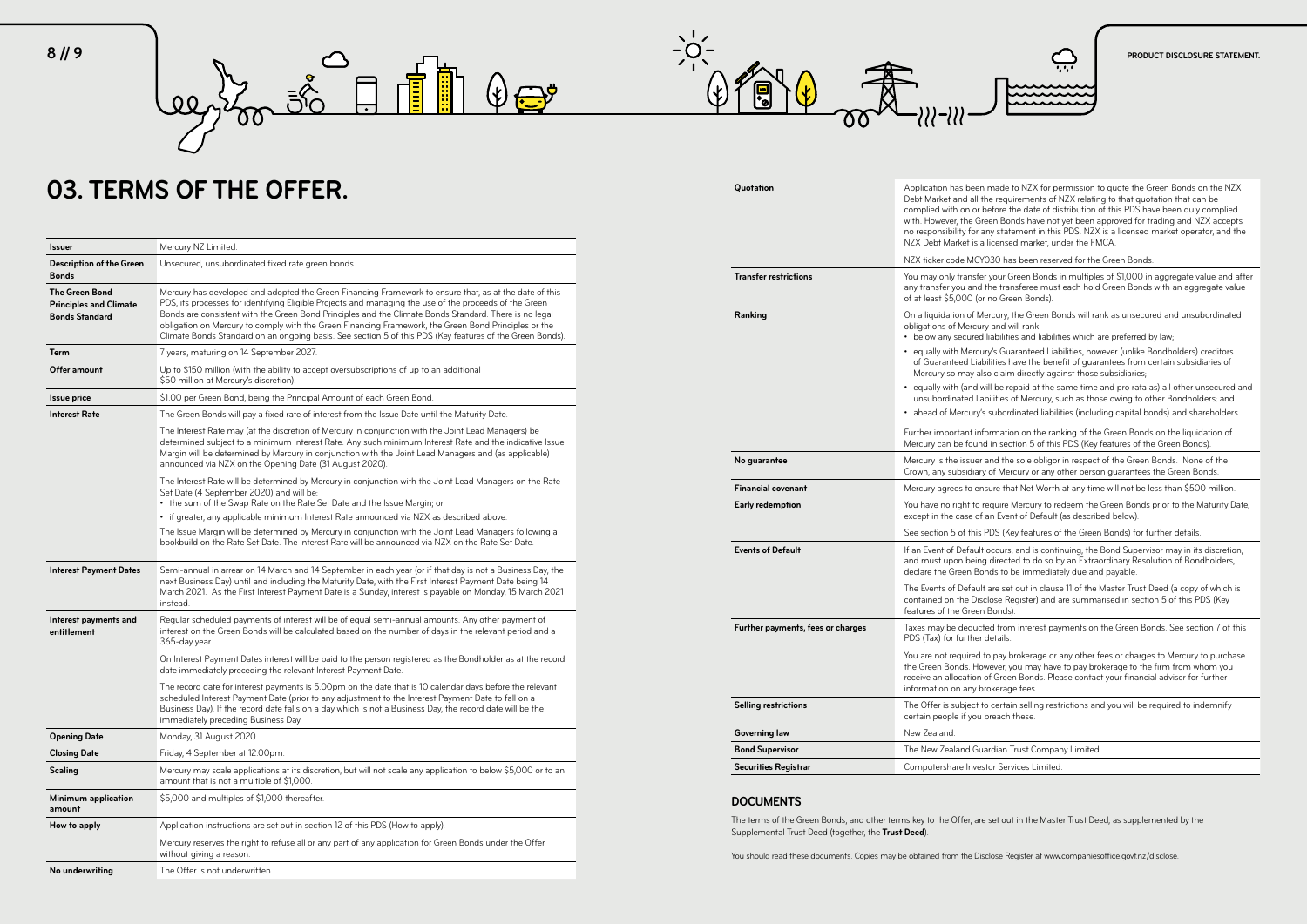# 03. TERMS OF THE OFFER.

| | |
|---|---|
| **Issuer** | Mercury NZ Limited. |
| **Description of the Green Bonds** | Unsecured, unsubordinated fixed rate green bonds. |
| **The Green Bond Principles and Climate Bonds Standard** | Mercury has developed and adopted the Green Financing Framework to ensure that, as at the date of this PDS, its processes for identifying Eligible Projects and managing the use of the proceeds of the Green Bonds are consistent with the Green Bond Principles and the Climate Bonds Standard. There is no legal obligation on Mercury to comply with the Green Financing Framework, the Green Bond Principles or the Climate Bonds Standard on an ongoing basis. See section 5 of this PDS (Key features of the Green Bonds). |
| **Term** | 7 years, maturing on 14 September 2027. |
| **Offer amount** | Up to $150 million (with the ability to accept oversubscriptions of up to an additional $50 million at Mercury's discretion). |
| **Issue price** | $1.00 per Green Bond, being the Principal Amount of each Green Bond. |
| **Interest Rate** | The Green Bonds will pay a fixed rate of interest from the Issue Date until the Maturity Date.<br><br>The Interest Rate may (at the discretion of Mercury in conjunction with the Joint Lead Managers) be determined subject to a minimum Interest Rate. Any such minimum Interest Rate and the indicative Issue Margin will be determined by Mercury in conjunction with the Joint Lead Managers and (as applicable) announced via NZX on the Opening Date (31 August 2020).<br><br>The Interest Rate will be determined by Mercury in conjunction with the Joint Lead Managers on the Rate Set Date (4 September 2020) and will be:<br>• the sum of the Swap Rate on the Rate Set Date and the Issue Margin; or<br>• if greater, any applicable minimum Interest Rate announced via NZX as described above.<br><br>The Issue Margin will be determined by Mercury in conjunction with the Joint Lead Managers following a bookbuild on the Rate Set Date. The Interest Rate will be announced via NZX on the Rate Set Date. |
| **Interest Payment Dates** | Semi-annual in arrear on 14 March and 14 September in each year (or if that day is not a Business Day, the next Business Day) until and including the Maturity Date, with the First Interest Payment Date being 14 March 2021. As the First Interest Payment Date is a Sunday, interest is payable on Monday, 15 March 2021 instead. |
| **Interest payments and entitlement** | Regular scheduled payments of interest will be of equal semi-annual amounts. Any other payment of interest on the Green Bonds will be calculated based on the number of days in the relevant period and a 365-day year.<br><br>On Interest Payment Dates interest will be paid to the person registered as the Bondholder as at the record date immediately preceding the relevant Interest Payment Date.<br><br>The record date for interest payments is 5.00pm on the date that is 10 calendar days before the relevant scheduled Interest Payment Date (prior to any adjustment to the Interest Payment Date to fall on a Business Day). If the record date falls on a day which is not a Business Day, the record date will be the immediately preceding Business Day. |
| **Opening Date** | Monday, 31 August 2020. |
| **Closing Date** | Friday, 4 September at 12.00pm. |
| **Scaling** | Mercury may scale applications at its discretion, but will not scale any application to below $5,000 or to an amount that is not a multiple of $1,000. |
| **Minimum application amount** | $5,000 and multiples of $1,000 thereafter. |
| **How to apply** | Application instructions are set out in section 12 of this PDS (How to apply).<br><br>Mercury reserves the right to refuse all or any part of any application for Green Bonds under the Offer without giving a reason. |
| **No underwriting** | The Offer is not underwritten. |
| **Quotation** | Application has been made to NZX for permission to quote the Green Bonds on the NZX Debt Market and all the requirements of NZX relating to that quotation that can be complied with on or before the date of distribution of this PDS have been duly complied with. However, the Green Bonds have not yet been approved for trading and NZX accepts no responsibility for any statement in this PDS. NZX is a licensed market operator, and the NZX Debt Market is a licensed market, under the FMCA.<br><br>NZX ticker code MCY030 has been reserved for the Green Bonds. |
| **Transfer restrictions** | You may only transfer your Green Bonds in multiples of $1,000 in aggregate value and after any transfer you and the transferee must each hold Green Bonds with an aggregate value of at least $5,000 (or no Green Bonds). |
| **Ranking** | On a liquidation of Mercury, the Green Bonds will rank as unsecured and unsubordinated obligations of Mercury and will rank:<br>• below any secured liabilities and liabilities which are preferred by law;<br>• equally with Mercury's Guaranteed Liabilities, however (unlike Bondholders) creditors of Guaranteed Liabilities have the benefit of guarantees from certain subsidiaries of Mercury so may also claim directly against those subsidiaries;<br>• equally with (and will be repaid at the same time and pro rata as) all other unsecured and unsubordinated liabilities of Mercury, such as those owing to other Bondholders; and<br>• ahead of Mercury's subordinated liabilities (including capital bonds) and shareholders.<br><br>Further important information on the ranking of the Green Bonds on the liquidation of Mercury can be found in section 5 of this PDS (Key features of the Green Bonds). |
| **No guarantee** | Mercury is the issuer and the sole obligor in respect of the Green Bonds. None of the Crown, any subsidiary of Mercury or any other person guarantees the Green Bonds. |
| **Financial covenant** | Mercury agrees to ensure that Net Worth at any time will not be less than $500 million. |
| **Early redemption** | You have no right to require Mercury to redeem the Green Bonds prior to the Maturity Date, except in the case of an Event of Default (as described below).<br><br>See section 5 of this PDS (Key features of the Green Bonds) for further details. |
| **Events of Default** | If an Event of Default occurs, and is continuing, the Bond Supervisor may in its discretion, and must upon being directed to do so by an Extraordinary Resolution of Bondholders, declare the Green Bonds to be immediately due and payable.<br><br>The Events of Default are set out in clause 11 of the Master Trust Deed (a copy of which is contained on the Disclose Register) and are summarised in section 5 of this PDS (Key features of the Green Bonds). |
| **Further payments, fees or charges** | Taxes may be deducted from interest payments on the Green Bonds. See section 7 of this PDS (Tax) for further details.<br><br>You are not required to pay brokerage or any other fees or charges to Mercury to purchase the Green Bonds. However, you may have to pay brokerage to the firm from whom you receive an allocation of Green Bonds. Please contact your financial adviser for further information on any brokerage fees. |
| **Selling restrictions** | The Offer is subject to certain selling restrictions and you will be required to indemnify certain people if you breach these. |
| **Governing law** | New Zealand. |
| **Bond Supervisor** | The New Zealand Guardian Trust Company Limited. |
| **Securities Registrar** | Computershare Investor Services Limited. |

## DOCUMENTS

The terms of the Green Bonds, and other terms key to the Offer, are set out in the Master Trust Deed, as supplemented by the Supplemental Trust Deed (together, the **Trust Deed**).

You should read these documents. Copies may be obtained from the Disclose Register at www.companiesoffice.govt.nz/disclose.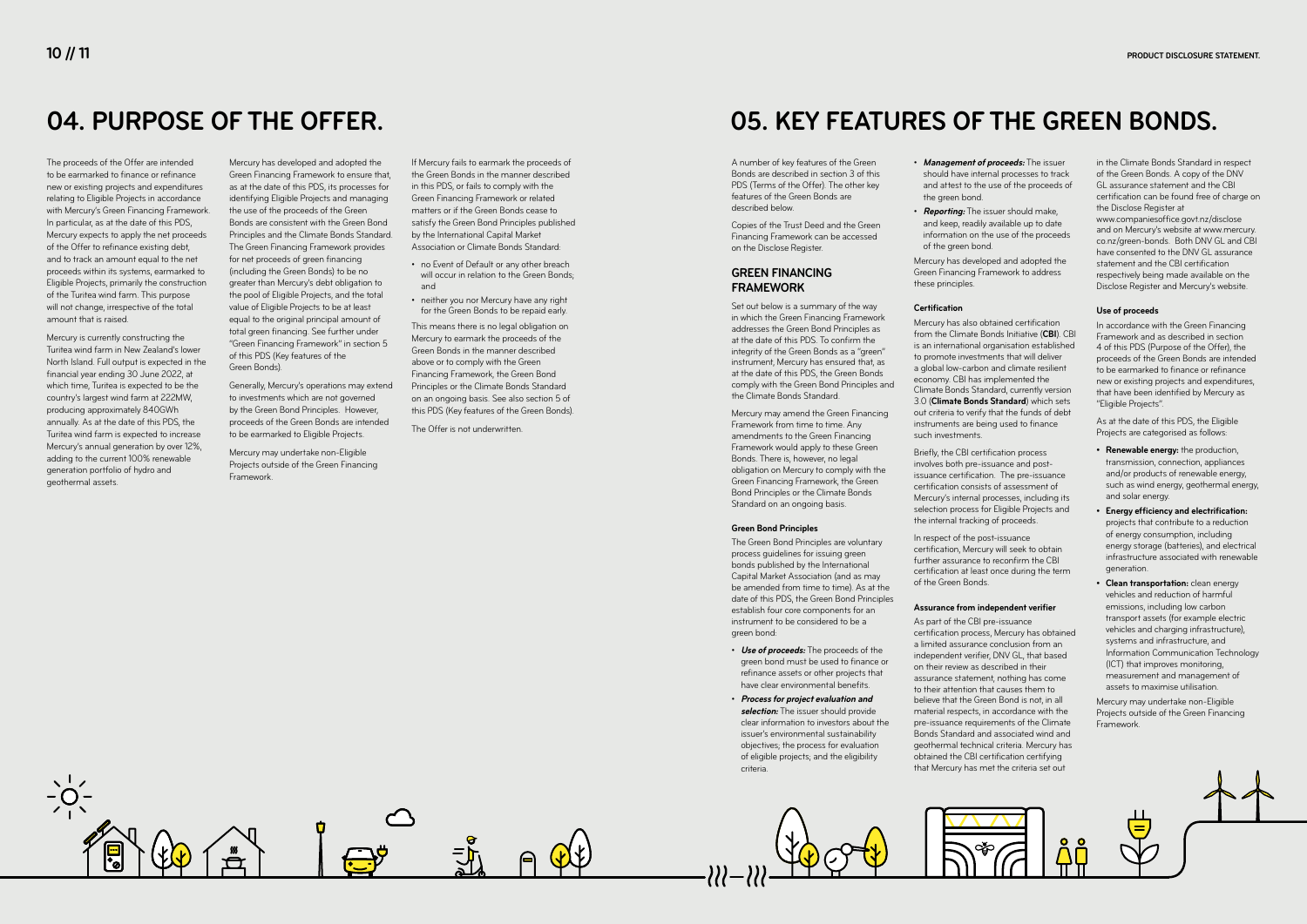# 04. PURPOSE OF THE OFFER.

The proceeds of the Offer are intended to be earmarked to finance or refinance new or existing projects and expenditures relating to Eligible Projects in accordance with Mercury's Green Financing Framework. In particular, as at the date of this PDS, Mercury expects to apply the net proceeds of the Offer to refinance existing debt, and to track an amount equal to the net proceeds within its systems, earmarked to Eligible Projects, primarily the construction of the Turitea wind farm. This purpose will not change, irrespective of the total amount that is raised.

Mercury is currently constructing the Turitea wind farm in New Zealand's lower North Island. Full output is expected in the financial year ending 30 June 2022, at which time, Turitea is expected to be the country's largest wind farm at 222MW, producing approximately 840GWh annually. As at the date of this PDS, the Turitea wind farm is expected to increase Mercury's annual generation by over 12%, adding to the current 100% renewable generation portfolio of hydro and geothermal assets.

Mercury has developed and adopted the Green Financing Framework to ensure that, as at the date of this PDS, its processes for identifying Eligible Projects and managing the use of the proceeds of the Green Bonds are consistent with the Green Bond Principles and the Climate Bonds Standard. The Green Financing Framework provides for net proceeds of green financing (including the Green Bonds) to be no greater than Mercury's debt obligation to the pool of Eligible Projects, and the total value of Eligible Projects to be at least equal to the original principal amount of total green financing. See further under "Green Financing Framework" in section 5 of this PDS (Key features of the Green Bonds).

Generally, Mercury's operations may extend to investments which are not governed by the Green Bond Principles. However, proceeds of the Green Bonds are intended to be earmarked to Eligible Projects.

Mercury may undertake non-Eligible Projects outside of the Green Financing Framework.

If Mercury fails to earmark the proceeds of the Green Bonds in the manner described in this PDS, or fails to comply with the Green Financing Framework or related matters or if the Green Bonds cease to satisfy the Green Bond Principles published by the International Capital Market Association or Climate Bonds Standard:

- no Event of Default or any other breach will occur in relation to the Green Bonds; and
- neither you nor Mercury have any right for the Green Bonds to be repaid early.

This means there is no legal obligation on Mercury to earmark the proceeds of the Green Bonds in the manner described above or to comply with the Green Financing Framework, the Green Bond Principles or the Climate Bonds Standard on an ongoing basis. See also section 5 of this PDS (Key features of the Green Bonds).

The Offer is not underwritten.

# 05. KEY FEATURES OF THE GREEN BONDS.

A number of key features of the Green Bonds are described in section 3 of this PDS (Terms of the Offer). The other key features of the Green Bonds are described below.

Copies of the Trust Deed and the Green Financing Framework can be accessed on the Disclose Register.

## GREEN FINANCING FRAMEWORK

Set out below is a summary of the way in which the Green Financing Framework addresses the Green Bond Principles as at the date of this PDS. To confirm the integrity of the Green Bonds as a "green" instrument, Mercury has ensured that, as at the date of this PDS, the Green Bonds comply with the Green Bond Principles and the Climate Bonds Standard.

Mercury may amend the Green Financing Framework from time to time. Any amendments to the Green Financing Framework would apply to these Green Bonds. There is, however, no legal obligation on Mercury to comply with the Green Financing Framework, the Green Bond Principles or the Climate Bonds Standard on an ongoing basis.

### Green Bond Principles

The Green Bond Principles are voluntary process guidelines for issuing green bonds published by the International Capital Market Association (and as may be amended from time to time). As at the date of this PDS, the Green Bond Principles establish four core components for an instrument to be considered to be a green bond:

- ***Use of proceeds:*** The proceeds of the green bond must be used to finance or refinance assets or other projects that have clear environmental benefits.
- ***Process for project evaluation and selection:*** The issuer should provide clear information to investors about the issuer's environmental sustainability objectives; the process for evaluation of eligible projects; and the eligibility criteria.
- ***Management of proceeds:*** The issuer should have internal processes to track and attest to the use of the proceeds of the green bond.
- ***Reporting:*** The issuer should make, and keep, readily available up to date information on the use of the proceeds of the green bond.

Mercury has developed and adopted the Green Financing Framework to address these principles.

### Certification

Mercury has also obtained certification from the Climate Bonds Initiative (**CBI**). CBI is an international organisation established to promote investments that will deliver a global low-carbon and climate resilient economy. CBI has implemented the Climate Bonds Standard, currently version 3.0 (**Climate Bonds Standard**) which sets out criteria to verify that the funds of debt instruments are being used to finance such investments.

Briefly, the CBI certification process involves both pre-issuance and post-issuance certification. The pre-issuance certification consists of assessment of Mercury's internal processes, including its selection process for Eligible Projects and the internal tracking of proceeds.

In respect of the post-issuance certification, Mercury will seek to obtain further assurance to reconfirm the CBI certification at least once during the term of the Green Bonds.

### Assurance from independent verifier

As part of the CBI pre-issuance certification process, Mercury has obtained a limited assurance conclusion from an independent verifier, DNV GL, that based on their review as described in their assurance statement, nothing has come to their attention that causes them to believe that the Green Bond is not, in all material respects, in accordance with the pre-issuance requirements of the Climate Bonds Standard and associated wind and geothermal technical criteria. Mercury has obtained the CBI certification certifying that Mercury has met the criteria set out in the Climate Bonds Standard in respect of the Green Bonds. A copy of the DNV GL assurance statement and the CBI certification can be found free of charge on the Disclose Register at www.companiesoffice.govt.nz/disclose and on Mercury's website at www.mercury.co.nz/green-bonds. Both DNV GL and CBI have consented to the DNV GL assurance statement and the CBI certification respectively being made available on the Disclose Register and Mercury's website.

### Use of proceeds

In accordance with the Green Financing Framework and as described in section 4 of this PDS (Purpose of the Offer), the proceeds of the Green Bonds are intended to be earmarked to finance or refinance new or existing projects and expenditures, that have been identified by Mercury as "Eligible Projects".

As at the date of this PDS, the Eligible Projects are categorised as follows:

- **Renewable energy:** the production, transmission, connection, appliances and/or products of renewable energy, such as wind energy, geothermal energy, and solar energy.
- **Energy efficiency and electrification:** projects that contribute to a reduction of energy consumption, including energy storage (batteries), and electrical infrastructure associated with renewable generation.
- **Clean transportation:** clean energy vehicles and reduction of harmful emissions, including low carbon transport assets (for example electric vehicles and charging infrastructure), systems and infrastructure, and Information Communication Technology (ICT) that improves monitoring, measurement and management of assets to maximise utilisation.

Mercury may undertake non-Eligible Projects outside of the Green Financing Framework.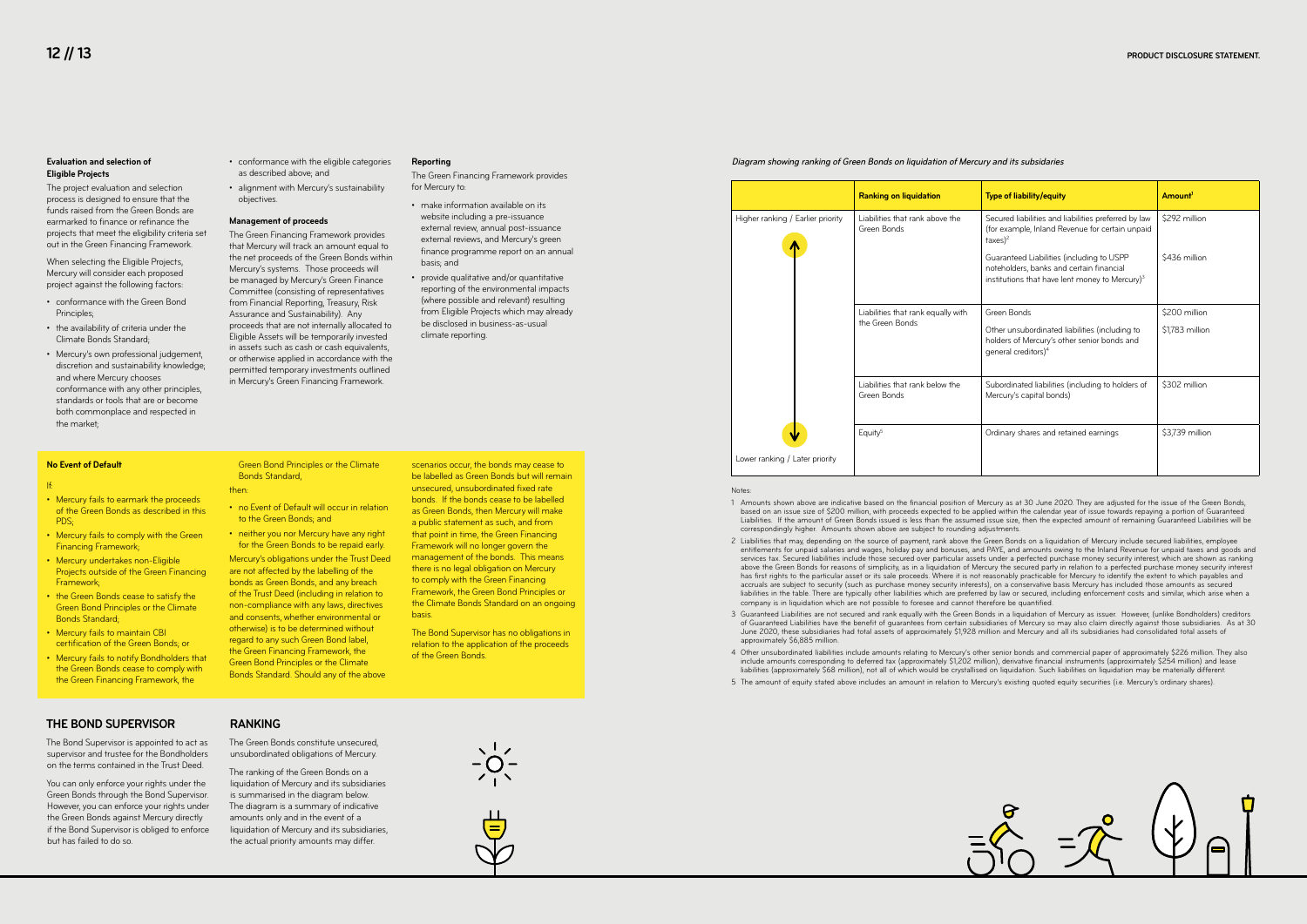### Evaluation and selection of Eligible Projects

The project evaluation and selection process is designed to ensure that the funds raised from the Green Bonds are earmarked to finance or refinance the projects that meet the eligibility criteria set out in the Green Financing Framework.

When selecting the Eligible Projects, Mercury will consider each proposed project against the following factors:

- conformance with the Green Bond Principles;
- the availability of criteria under the Climate Bonds Standard;
- Mercury's own professional judgement, discretion and sustainability knowledge; and where Mercury chooses conformance with any other principles, standards or tools that are or become both commonplace and respected in the market;
- conformance with the eligible categories as described above; and
- alignment with Mercury's sustainability objectives.

### Management of proceeds

The Green Financing Framework provides that Mercury will track an amount equal to the net proceeds of the Green Bonds within Mercury's systems. Those proceeds will be managed by Mercury's Green Finance Committee (consisting of representatives from Financial Reporting, Treasury, Risk Assurance and Sustainability). Any proceeds that are not internally allocated to Eligible Assets will be temporarily invested in assets such as cash or cash equivalents, or otherwise applied in accordance with the permitted temporary investments outlined in Mercury's Green Financing Framework.

### Reporting

The Green Financing Framework provides for Mercury to:

- make information available on its website including a pre-issuance external review, annual post-issuance external reviews, and Mercury's green finance programme report on an annual basis; and
- provide qualitative and/or quantitative reporting of the environmental impacts (where possible and relevant) resulting from Eligible Projects which may already be disclosed in business-as-usual climate reporting.

### No Event of Default

If:

- Mercury fails to earmark the proceeds of the Green Bonds as described in this PDS;
- Mercury fails to comply with the Green Financing Framework;
- Mercury undertakes non-Eligible Projects outside of the Green Financing Framework;
- the Green Bonds cease to satisfy the Green Bond Principles or the Climate Bonds Standard;
- Mercury fails to maintain CBI certification of the Green Bonds; or
- Mercury fails to notify Bondholders that the Green Bonds cease to comply with the Green Financing Framework, the Green Bond Principles or the Climate Bonds Standard,

then:

- no Event of Default will occur in relation to the Green Bonds; and
- neither you nor Mercury have any right for the Green Bonds to be repaid early.

Mercury's obligations under the Trust Deed are not affected by the labelling of the bonds as Green Bonds, and any breach of the Trust Deed (including in relation to non-compliance with any laws, directives and consents, whether environmental or otherwise) is to be determined without regard to any such Green Bond label, the Green Financing Framework, the Green Bond Principles or the Climate Bonds Standard. Should any of the above scenarios occur, the bonds may cease to be labelled as Green Bonds but will remain unsecured, unsubordinated fixed rate bonds. If the bonds cease to be labelled as Green Bonds, then Mercury will make a public statement as such, and from that point in time, the Green Financing Framework will no longer govern the management of the bonds. This means there is no legal obligation on Mercury to comply with the Green Financing Framework, the Green Bond Principles or the Climate Bonds Standard on an ongoing basis.

The Bond Supervisor has no obligations in relation to the application of the proceeds of the Green Bonds.

## THE BOND SUPERVISOR

The Bond Supervisor is appointed to act as supervisor and trustee for the Bondholders on the terms contained in the Trust Deed.

You can only enforce your rights under the Green Bonds through the Bond Supervisor. However, you can enforce your rights under the Green Bonds against Mercury directly if the Bond Supervisor is obliged to enforce but has failed to do so.

## RANKING

The Green Bonds constitute unsecured, unsubordinated obligations of Mercury.

The ranking of the Green Bonds on a liquidation of Mercury and its subsidiaries is summarised in the diagram below. The diagram is a summary of indicative amounts only and in the event of a liquidation of Mercury and its subsidiaries, the actual priority amounts may differ.

*Diagram showing ranking of Green Bonds on liquidation of Mercury and its subsidaries*

| | Ranking on liquidation | Type of liability/equity | Amount[1] |
|---|---|---|---|
| Higher ranking / Earlier priority | Liabilities that rank above the Green Bonds | Secured liabilities and liabilities preferred by law (for example, Inland Revenue for certain unpaid taxes)[2] | $292 million |
| | | Guaranteed Liabilities (including to USPP noteholders, banks and certain financial institutions that have lent money to Mercury)[3] | $436 million |
| | Liabilities that rank equally with the Green Bonds | Green Bonds | $200 million |
| | | Other unsubordinated liabilities (including to holders of Mercury's other senior bonds and general creditors)[4] | $1,783 million |
| | Liabilities that rank below the Green Bonds | Subordinated liabilities (including to holders of Mercury's capital bonds) | $302 million |
| Lower ranking / Later priority | Equity[5] | Ordinary shares and retained earnings | $3,739 million |

Notes:

1. Amounts shown above are indicative based on the financial position of Mercury as at 30 June 2020. They are adjusted for the issue of the Green Bonds, based on an issue size of $200 million, with proceeds expected to be applied within the calendar year of issue towards repaying a portion of Guaranteed Liabilities. If the amount of Green Bonds issued is less than the assumed issue size, then the expected amount of remaining Guaranteed Liabilities will be correspondingly higher. Amounts shown above are subject to rounding adjustments.
2. Liabilities that may, depending on the source of payment, rank above the Green Bonds on a liquidation of Mercury include secured liabilities, employee entitlements for unpaid salaries and wages, holiday pay and bonuses, and PAYE, and amounts owing to the Inland Revenue for unpaid taxes and goods and services tax. Secured liabilities include those secured over particular assets under a perfected purchase money security interest, which are shown as ranking above the Green Bonds for reasons of simplicity, as in a liquidation of Mercury the secured party in relation to a perfected purchase money security interest has first rights to the particular asset or its sale proceeds. Where it is not reasonably practicable for Mercury to identify the extent to which payables and accruals are subject to security (such as purchase money security interests), on a conservative basis Mercury has included those amounts as secured liabilities in the table. There are typically other liabilities which are preferred by law or secured, including enforcement costs and similar, which arise when a company is in liquidation which are not possible to foresee and cannot therefore be quantified.
3. Guaranteed Liabilities are not secured and rank equally with the Green Bonds in a liquidation of Mercury as issuer. However, (unlike Bondholders) creditors of Guaranteed Liabilities have the benefit of guarantees from certain subsidiaries of Mercury so may also claim directly against those subsidiaries. As at 30 June 2020, these subsidiaries had total assets of approximately $1,928 million and Mercury and all its subsidiaries had consolidated total assets of approximately $6,885 million.
4. Other unsubordinated liabilities include amounts relating to Mercury's other senior bonds and commercial paper of approximately $226 million. They also include amounts corresponding to deferred tax (approximately $1,202 million), derivative financial instruments (approximately $254 million) and lease liabilities (approximately $68 million), not all of which would be crystallised on liquidation. Such liabilities on liquidation may be materially different.
5. The amount of equity stated above includes an amount in relation to Mercury's existing quoted equity securities (i.e. Mercury's ordinary shares).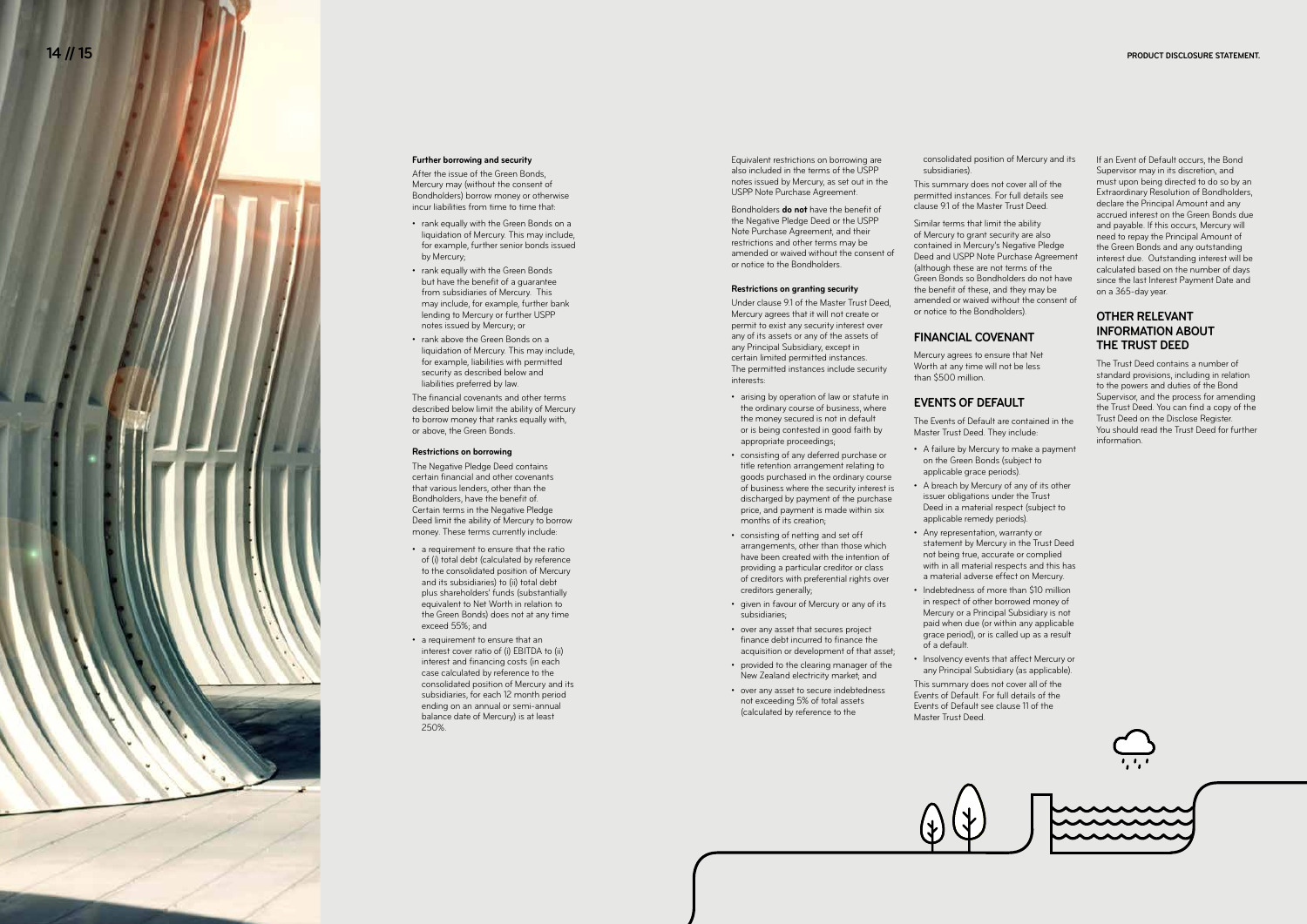#### Further borrowing and security

After the issue of the Green Bonds, Mercury may (without the consent of Bondholders) borrow money or otherwise incur liabilities from time to time that:

- rank equally with the Green Bonds on a liquidation of Mercury. This may include, for example, further senior bonds issued by Mercury;
- rank equally with the Green Bonds but have the benefit of a guarantee from subsidiaries of Mercury. This may include, for example, further bank lending to Mercury or further USPP notes issued by Mercury; or
- rank above the Green Bonds on a liquidation of Mercury. This may include, for example, liabilities with permitted security as described below and liabilities preferred by law.

The financial covenants and other terms described below limit the ability of Mercury to borrow money that ranks equally with, or above, the Green Bonds.

#### Restrictions on borrowing

The Negative Pledge Deed contains certain financial and other covenants that various lenders, other than the Bondholders, have the benefit of. Certain terms in the Negative Pledge Deed limit the ability of Mercury to borrow money. These terms currently include:

- a requirement to ensure that the ratio of (i) total debt (calculated by reference to the consolidated position of Mercury and its subsidiaries) to (ii) total debt plus shareholders' funds (substantially equivalent to Net Worth in relation to the Green Bonds) does not at any time exceed 55%; and
- a requirement to ensure that an interest cover ratio of (i) EBITDA to (ii) interest and financing costs (in each case calculated by reference to the consolidated position of Mercury and its subsidiaries, for each 12 month period ending on an annual or semi-annual balance date of Mercury) is at least 250%.

Equivalent restrictions on borrowing are also included in the terms of the USPP notes issued by Mercury, as set out in the USPP Note Purchase Agreement.

Bondholders **do not** have the benefit of the Negative Pledge Deed or the USPP Note Purchase Agreement, and their restrictions and other terms may be amended or waived without the consent of or notice to the Bondholders.

#### Restrictions on granting security

Under clause 9.1 of the Master Trust Deed, Mercury agrees that it will not create or permit to exist any security interest over any of its assets or any of the assets of any Principal Subsidiary, except in certain limited permitted instances. The permitted instances include security interests:

- arising by operation of law or statute in the ordinary course of business, where the money secured is not in default or is being contested in good faith by appropriate proceedings;
- consisting of any deferred purchase or title retention arrangement relating to goods purchased in the ordinary course of business where the security interest is discharged by payment of the purchase price, and payment is made within six months of its creation;
- consisting of netting and set off arrangements, other than those which have been created with the intention of providing a particular creditor or class of creditors with preferential rights over creditors generally;
- given in favour of Mercury or any of its subsidiaries;
- over any asset that secures project finance debt incurred to finance the acquisition or development of that asset;
- provided to the clearing manager of the New Zealand electricity market; and
- over any asset to secure indebtedness not exceeding 5% of total assets (calculated by reference to the consolidated position of Mercury and its subsidiaries).

This summary does not cover all of the permitted instances. For full details see clause 9.1 of the Master Trust Deed.

Similar terms that limit the ability of Mercury to grant security are also contained in Mercury's Negative Pledge Deed and USPP Note Purchase Agreement (although these are not terms of the Green Bonds so Bondholders do not have the benefit of these, and they may be amended or waived without the consent of or notice to the Bondholders).

## FINANCIAL COVENANT

Mercury agrees to ensure that Net Worth at any time will not be less than $500 million.

## EVENTS OF DEFAULT

The Events of Default are contained in the Master Trust Deed. They include:

- A failure by Mercury to make a payment on the Green Bonds (subject to applicable grace periods).
- A breach by Mercury of any of its other issuer obligations under the Trust Deed in a material respect (subject to applicable remedy periods).
- Any representation, warranty or statement by Mercury in the Trust Deed not being true, accurate or complied with in all material respects and this has a material adverse effect on Mercury.
- Indebtedness of more than $10 million in respect of other borrowed money of Mercury or a Principal Subsidiary is not paid when due (or within any applicable grace period), or is called up as a result of a default.
- Insolvency events that affect Mercury or any Principal Subsidiary (as applicable).

This summary does not cover all of the Events of Default. For full details of the Events of Default see clause 11 of the Master Trust Deed.

If an Event of Default occurs, the Bond Supervisor may in its discretion, and must upon being directed to do so by an Extraordinary Resolution of Bondholders, declare the Principal Amount and any accrued interest on the Green Bonds due and payable. If this occurs, Mercury will need to repay the Principal Amount of the Green Bonds and any outstanding interest due. Outstanding interest will be calculated based on the number of days since the last Interest Payment Date and on a 365-day year.

## OTHER RELEVANT INFORMATION ABOUT THE TRUST DEED

The Trust Deed contains a number of standard provisions, including in relation to the powers and duties of the Bond Supervisor, and the process for amending the Trust Deed. You can find a copy of the Trust Deed on the Disclose Register. You should read the Trust Deed for further information.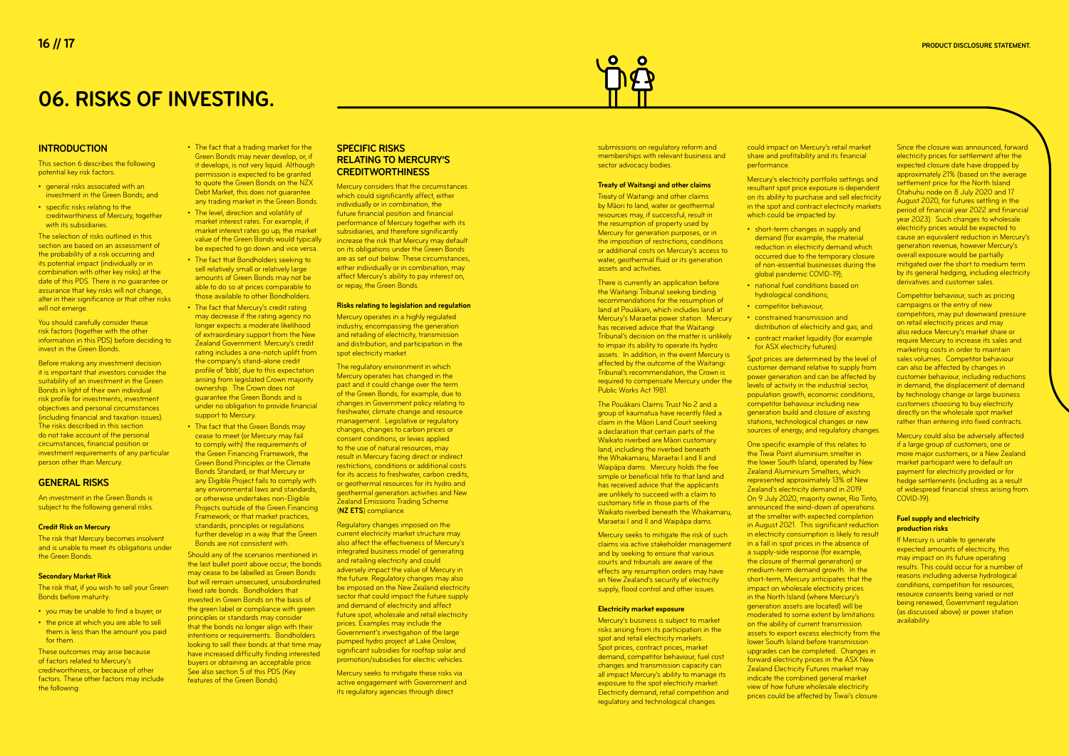# 06. RISKS OF INVESTING.

## INTRODUCTION

This section 6 describes the following potential key risk factors:

- general risks associated with an investment in the Green Bonds; and
- specific risks relating to the creditworthiness of Mercury, together with its subsidiaries.

The selection of risks outlined in this section are based on an assessment of the probability of a risk occurring and its potential impact (individually or in combination with other key risks) at the date of this PDS. There is no guarantee or assurance that key risks will not change, alter in their significance or that other risks will not emerge.

You should carefully consider these risk factors (together with the other information in this PDS) before deciding to invest in the Green Bonds.

Before making any investment decision it is important that investors consider the suitability of an investment in the Green Bonds in light of their own individual risk profile for investments, investment objectives and personal circumstances (including financial and taxation issues). The risks described in this section do not take account of the personal circumstances, financial position or investment requirements of any particular person other than Mercury.

## GENERAL RISKS

An investment in the Green Bonds is subject to the following general risks.

### Credit Risk on Mercury

The risk that Mercury becomes insolvent and is unable to meet its obligations under the Green Bonds.

### Secondary Market Risk

The risk that, if you wish to sell your Green Bonds before maturity:

- you may be unable to find a buyer; or
- the price at which you are able to sell them is less than the amount you paid for them.

These outcomes may arise because of factors related to Mercury's creditworthiness, or because of other factors. These other factors may include the following:

- The fact that a trading market for the Green Bonds may never develop, or, if it develops, is not very liquid. Although permission is expected to be granted to quote the Green Bonds on the NZX Debt Market, this does not guarantee any trading market in the Green Bonds.
- The level, direction and volatility of market interest rates. For example, if market interest rates go up, the market value of the Green Bonds would typically be expected to go down and vice versa.
- The fact that Bondholders seeking to sell relatively small or relatively large amounts of Green Bonds may not be able to do so at prices comparable to those available to other Bondholders.
- The fact that Mercury's credit rating may decrease if the rating agency no longer expects a moderate likelihood of extraordinary support from the New Zealand Government. Mercury's credit rating includes a one-notch uplift from the company's stand-alone credit profile of 'bbb', due to this expectation arising from legislated Crown majority ownership. The Crown does not guarantee the Green Bonds and is under no obligation to provide financial support to Mercury.
- The fact that the Green Bonds may cease to meet (or Mercury may fail to comply with) the requirements of the Green Financing Framework, the Green Bond Principles or the Climate Bonds Standard; or that Mercury or any Eligible Project fails to comply with any environmental laws and standards, or otherwise undertakes non-Eligible Projects outside of the Green Financing Framework; or that market practices, standards, principles or regulations further develop in a way that the Green Bonds are not consistent with.

Should any of the scenarios mentioned in the last bullet point above occur, the bonds may cease to be labelled as Green Bonds but will remain unsecured, unsubordinated fixed rate bonds. Bondholders that invested in Green Bonds on the basis of the green label or compliance with green principles or standards may consider that the bonds no longer align with their intentions or requirements. Bondholders looking to sell their bonds at that time may have increased difficulty finding interested buyers or obtaining an acceptable price. See also section 5 of this PDS (Key features of the Green Bonds).

## SPECIFIC RISKS RELATING TO MERCURY'S CREDITWORTHINESS

Mercury considers that the circumstances which could significantly affect, either individually or in combination, the future financial position and financial performance of Mercury together with its subsidiaries, and therefore significantly increase the risk that Mercury may default on its obligations under the Green Bonds are as set out below. These circumstances, either individually or in combination, may affect Mercury's ability to pay interest on, or repay, the Green Bonds.

### Risks relating to legislation and regulation

Mercury operates in a highly regulated industry, encompassing the generation and retailing of electricity, transmission and distribution, and participation in the spot electricity market.

The regulatory environment in which Mercury operates has changed in the past and it could change over the term of the Green Bonds, for example, due to changes in Government policy relating to freshwater, climate change and resource management. Legislative or regulatory changes, changes to carbon prices or consent conditions, or levies applied to the use of natural resources, may result in Mercury facing direct or indirect restrictions, conditions or additional costs for its access to freshwater, carbon credits, or geothermal resources for its hydro and geothermal generation activities and New Zealand Emissions Trading Scheme (**NZ ETS**) compliance.

Regulatory changes imposed on the current electricity market structure may also affect the effectiveness of Mercury's integrated business model of generating and retailing electricity and could adversely impact the value of Mercury in the future. Regulatory changes may also be imposed on the New Zealand electricity sector that could impact the future supply and demand of electricity and affect future spot, wholesale and retail electricity prices. Examples may include the Government's investigation of the large pumped hydro project at Lake Onslow, significant subsidies for rooftop solar and promotion/subsidies for electric vehicles.

Mercury seeks to mitigate these risks via active engagement with Government and its regulatory agencies through direct submissions on regulatory reform and memberships with relevant business and sector advocacy bodies.

### Treaty of Waitangi and other claims

Treaty of Waitangi and other claims by Māori to land, water or geothermal resources may, if successful, result in the resumption of property used by Mercury for generation purposes, or in the imposition of restrictions, conditions or additional costs on Mercury's access to water, geothermal fluid or its generation assets and activities.

There is currently an application before the Waitangi Tribunal seeking binding recommendations for the resumption of land at Pouākani, which includes land at Mercury's Maraetai power station. Mercury has received advice that the Waitangi Tribunal's decision on the matter is unlikely to impair its ability to operate its hydro assets. In addition, in the event Mercury is affected by the outcome of the Waitangi Tribunal's recommendation, the Crown is required to compensate Mercury under the Public Works Act 1981.

The Pouākani Claims Trust No 2 and a group of kaumatua have recently filed a claim in the Māori Land Court seeking a declaration that certain parts of the Waikato riverbed are Māori customary land, including the riverbed beneath the Whakamaru, Maraetai I and II and Waipāpa dams. Mercury holds the fee simple or beneficial title to that land and has received advice that the applicants are unlikely to succeed with a claim to customary title in those parts of the Waikato riverbed beneath the Whakamaru, Maraetai I and II and Waipāpa dams.

Mercury seeks to mitigate the risk of such claims via active stakeholder management and by seeking to ensure that various courts and tribunals are aware of the effects any resumption orders may have on New Zealand's security of electricity supply, flood control and other issues.

### Electricity market exposure

Mercury's business is subject to market risks arising from its participation in the spot and retail electricity markets. Spot prices, contract prices, market demand, competitor behaviour, fuel cost changes and transmission capacity can all impact Mercury's ability to manage its exposure to the spot electricity market. Electricity demand, retail competition and regulatory and technological changes could impact on Mercury's retail market share and profitability and its financial performance.

Mercury's electricity portfolio settings and resultant spot price exposure is dependent on its ability to purchase and sell electricity in the spot and contract electricity markets which could be impacted by:

- short-term changes in supply and demand (for example, the material reduction in electricity demand which occurred due to the temporary closure of non-essential businesses during the global pandemic COVID-19);
- national fuel conditions based on hydrological conditions;
- competitor behaviour;
- constrained transmission and distribution of electricity and gas; and
- contract market liquidity (for example for ASX electricity futures).

Spot prices are determined by the level of customer demand relative to supply from power generation and can be affected by levels of activity in the industrial sector, population growth, economic conditions, competitor behaviour including new generation build and closure of existing stations, technological changes or new sources of energy, and regulatory changes.

One specific example of this relates to the Tiwai Point aluminium smelter in the lower South Island, operated by New Zealand Aluminium Smelters, which represented approximately 13% of New Zealand's electricity demand in 2019. On 9 July 2020, majority owner, Rio Tinto, announced the wind-down of operations at the smelter with expected completion in August 2021. This significant reduction in electricity consumption is likely to result in a fall in spot prices in the absence of a supply-side response (for example, the closure of thermal generation) or medium-term demand growth. In the short-term, Mercury anticipates that the impact on wholesale electricity prices in the North Island (where Mercury's generation assets are located) will be moderated to some extent by limitations on the ability of current transmission assets to export excess electricity from the lower South Island before transmission upgrades can be completed. Changes in forward electricity prices in the ASX New Zealand Electricity Futures market may indicate the combined general market view of how future wholesale electricity prices could be affected by Tiwai's closure.

Since the closure was announced, forward electricity prices for settlement after the expected closure date have dropped by approximately 21% (based on the average settlement price for the North Island Otahuhu node on 8 July 2020 and 17 August 2020, for futures settling in the period of financial year 2022 and financial year 2023). Such changes to wholesale electricity prices would be expected to cause an equivalent reduction in Mercury's generation revenue, however Mercury's overall exposure would be partially mitigated over the short to medium term by its general hedging, including electricity derivatives and customer sales.

Competitor behaviour, such as pricing campaigns or the entry of new competitors, may put downward pressure on retail electricity prices and may also reduce Mercury's market share or require Mercury to increase its sales and marketing costs in order to maintain sales volumes. Competitor behaviour can also be affected by changes in customer behaviour, including reductions in demand, the displacement of demand by technology change or large business customers choosing to buy electricity directly on the wholesale spot market rather than entering into fixed contracts.

Mercury could also be adversely affected if a large group of customers, one or more major customers, or a New Zealand market participant were to default on payment for electricity provided or for hedge settlements (including as a result of widespread financial stress arising from COVID-19).

### Fuel supply and electricity production risks

If Mercury is unable to generate expected amounts of electricity, this may impact on its future operating results. This could occur for a number of reasons including adverse hydrological conditions, competition for resources, resource consents being varied or not being renewed, Government regulation (as discussed above) or power station availability.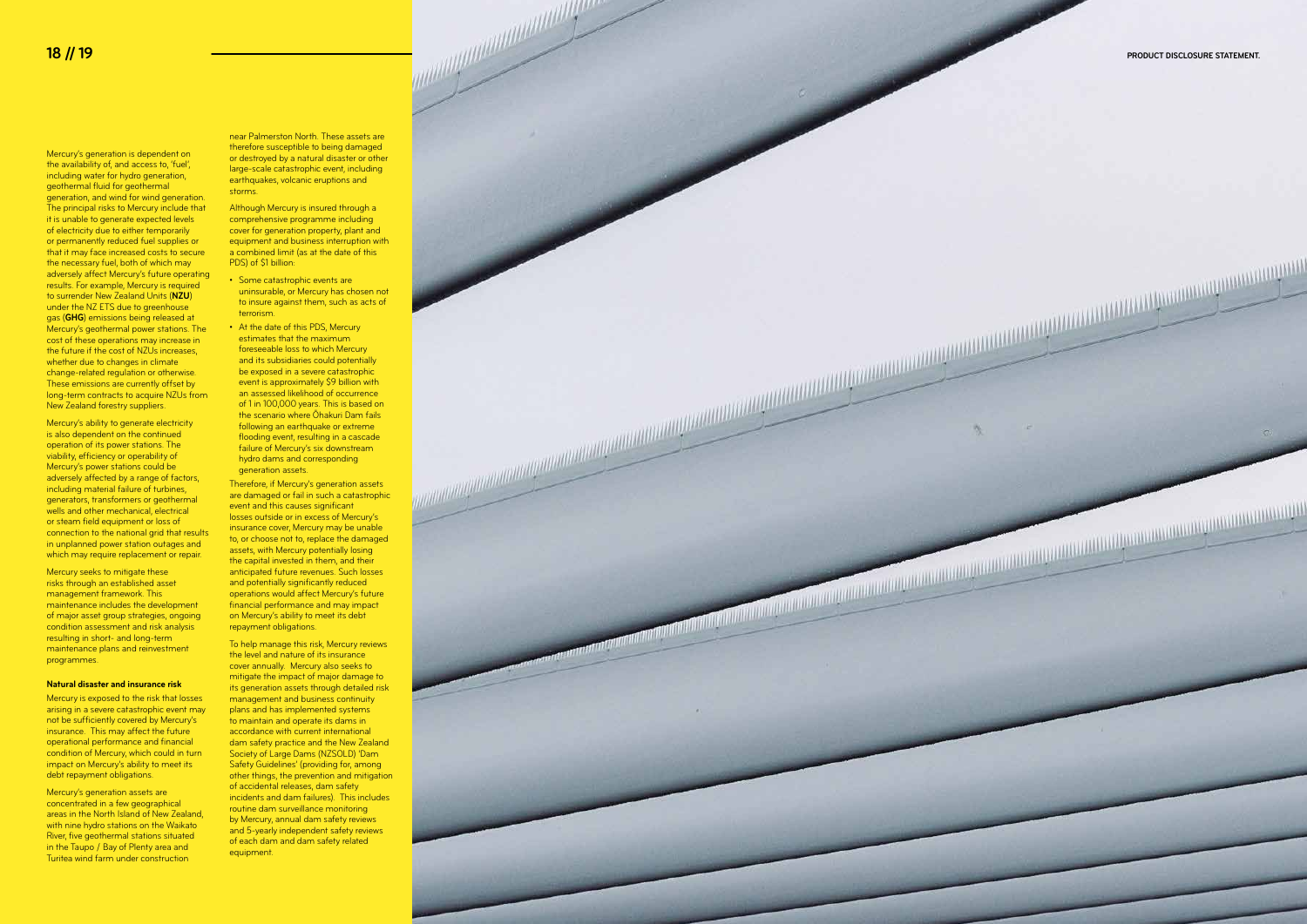Mercury's generation is dependent on the availability of, and access to, 'fuel', including water for hydro generation, geothermal fluid for geothermal generation, and wind for wind generation. The principal risks to Mercury include that it is unable to generate expected levels of electricity due to either temporarily or permanently reduced fuel supplies or that it may face increased costs to secure the necessary fuel, both of which may adversely affect Mercury's future operating results. For example, Mercury is required to surrender New Zealand Units (**NZU**) under the NZ ETS due to greenhouse gas (**GHG**) emissions being released at Mercury's geothermal power stations. The cost of these operations may increase in the future if the cost of NZUs increases, whether due to changes in climate change-related regulation or otherwise. These emissions are currently offset by long-term contracts to acquire NZUs from New Zealand forestry suppliers.

Mercury's ability to generate electricity is also dependent on the continued operation of its power stations. The viability, efficiency or operability of Mercury's power stations could be adversely affected by a range of factors, including material failure of turbines, generators, transformers or geothermal wells and other mechanical, electrical or steam field equipment or loss of connection to the national grid that results in unplanned power station outages and which may require replacement or repair.

Mercury seeks to mitigate these risks through an established asset management framework. This maintenance includes the development of major asset group strategies, ongoing condition assessment and risk analysis resulting in short- and long-term maintenance plans and reinvestment programmes.

**Natural disaster and insurance risk**

Mercury is exposed to the risk that losses arising in a severe catastrophic event may not be sufficiently covered by Mercury's insurance. This may affect the future operational performance and financial condition of Mercury, which could in turn impact on Mercury's ability to meet its debt repayment obligations.

Mercury's generation assets are concentrated in a few geographical areas in the North Island of New Zealand, with nine hydro stations on the Waikato River, five geothermal stations situated in the Taupo / Bay of Plenty area and Turitea wind farm under construction near Palmerston North. These assets are therefore susceptible to being damaged or destroyed by a natural disaster or other large-scale catastrophic event, including earthquakes, volcanic eruptions and storms.

Although Mercury is insured through a comprehensive programme including cover for generation property, plant and equipment and business interruption with a combined limit (as at the date of this PDS) of $1 billion:

- Some catastrophic events are uninsurable, or Mercury has chosen not to insure against them, such as acts of terrorism.
- At the date of this PDS, Mercury estimates that the maximum foreseeable loss to which Mercury and its subsidiaries could potentially be exposed in a severe catastrophic event is approximately $9 billion with an assessed likelihood of occurrence of 1 in 100,000 years. This is based on the scenario where Ōhakuri Dam fails following an earthquake or extreme flooding event, resulting in a cascade failure of Mercury's six downstream hydro dams and corresponding generation assets.

Therefore, if Mercury's generation assets are damaged or fail in such a catastrophic event and this causes significant losses outside or in excess of Mercury's insurance cover, Mercury may be unable to, or choose not to, replace the damaged assets, with Mercury potentially losing the capital invested in them, and their anticipated future revenues. Such losses and potentially significantly reduced operations would affect Mercury's future financial performance and may impact on Mercury's ability to meet its debt repayment obligations.

To help manage this risk, Mercury reviews the level and nature of its insurance cover annually. Mercury also seeks to mitigate the impact of major damage to its generation assets through detailed risk management and business continuity plans and has implemented systems to maintain and operate its dams in accordance with current international dam safety practice and the New Zealand Society of Large Dams (NZSOLD) 'Dam Safety Guidelines' (providing for, among other things, the prevention and mitigation of accidental releases, dam safety incidents and dam failures). This includes routine dam surveillance monitoring by Mercury, annual dam safety reviews and 5-yearly independent safety reviews of each dam and dam safety related equipment.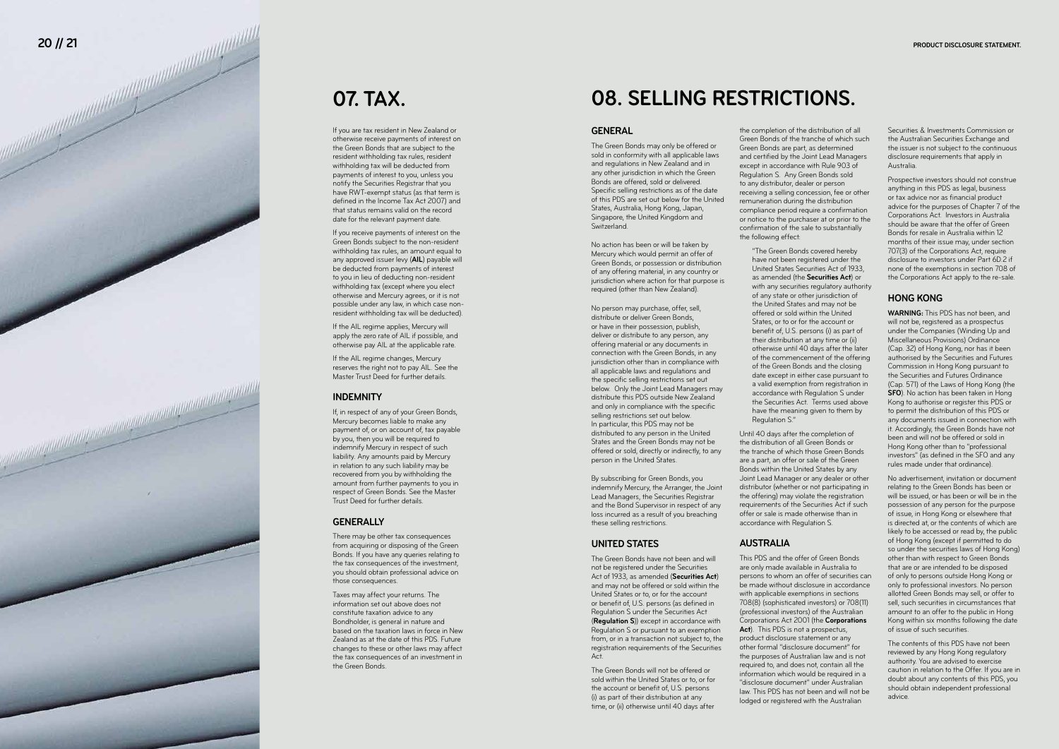# 07. TAX.

If you are tax resident in New Zealand or otherwise receive payments of interest on the Green Bonds that are subject to the resident withholding tax rules, resident withholding tax will be deducted from payments of interest to you, unless you notify the Securities Registrar that you have RWT-exempt status (as that term is defined in the Income Tax Act 2007) and that status remains valid on the record date for the relevant payment date.

If you receive payments of interest on the Green Bonds subject to the non-resident withholding tax rules, an amount equal to any approved issuer levy (**AIL**) payable will be deducted from payments of interest to you in lieu of deducting non-resident withholding tax (except where you elect otherwise and Mercury agrees, or it is not possible under any law, in which case non-resident withholding tax will be deducted).

If the AIL regime applies, Mercury will apply the zero rate of AIL if possible, and otherwise pay AIL at the applicable rate.

If the AIL regime changes, Mercury reserves the right not to pay AIL. See the Master Trust Deed for further details.

## INDEMNITY

If, in respect of any of your Green Bonds, Mercury becomes liable to make any payment of, or on account of, tax payable by you, then you will be required to indemnify Mercury in respect of such liability. Any amounts paid by Mercury in relation to any such liability may be recovered from you by withholding the amount from further payments to you in respect of Green Bonds. See the Master Trust Deed for further details.

## GENERALLY

There may be other tax consequences from acquiring or disposing of the Green Bonds. If you have any queries relating to the tax consequences of the investment, you should obtain professional advice on those consequences.

Taxes may affect your returns. The information set out above does not constitute taxation advice to any Bondholder, is general in nature and based on the taxation laws in force in New Zealand as at the date of this PDS. Future changes to these or other laws may affect the tax consequences of an investment in the Green Bonds.

# 08. SELLING RESTRICTIONS.

## GENERAL

The Green Bonds may only be offered or sold in conformity with all applicable laws and regulations in New Zealand and in any other jurisdiction in which the Green Bonds are offered, sold or delivered. Specific selling restrictions as of the date of this PDS are set out below for the United States, Australia, Hong Kong, Japan, Singapore, the United Kingdom and Switzerland.

No action has been or will be taken by Mercury which would permit an offer of Green Bonds, or possession or distribution of any offering material, in any country or jurisdiction where action for that purpose is required (other than New Zealand).

No person may purchase, offer, sell, distribute or deliver Green Bonds, or have in their possession, publish, deliver or distribute to any person, any offering material or any documents in connection with the Green Bonds, in any jurisdiction other than in compliance with all applicable laws and regulations and the specific selling restrictions set out below. Only the Joint Lead Managers may distribute this PDS outside New Zealand and only in compliance with the specific selling restrictions set out below. In particular, this PDS may not be distributed to any person in the United States and the Green Bonds may not be offered or sold, directly or indirectly, to any person in the United States.

By subscribing for Green Bonds, you indemnify Mercury, the Arranger, the Joint Lead Managers, the Securities Registrar and the Bond Supervisor in respect of any loss incurred as a result of you breaching these selling restrictions.

## UNITED STATES

The Green Bonds have not been and will not be registered under the Securities Act of 1933, as amended (**Securities Act**) and may not be offered or sold within the United States or to, or for the account or benefit of, U.S. persons (as defined in Regulation S under the Securities Act (**Regulation S**)) except in accordance with Regulation S or pursuant to an exemption from, or in a transaction not subject to, the registration requirements of the Securities Act.

The Green Bonds will not be offered or sold within the United States or to, or for the account or benefit of, U.S. persons (i) as part of their distribution at any time, or (ii) otherwise until 40 days after the completion of the distribution of all Green Bonds of the tranche of which such Green Bonds are part, as determined and certified by the Joint Lead Managers except in accordance with Rule 903 of Regulation S. Any Green Bonds sold to any distributor, dealer or person receiving a selling concession, fee or other remuneration during the distribution compliance period require a confirmation or notice to the purchaser at or prior to the confirmation of the sale to substantially the following effect:

> "The Green Bonds covered hereby have not been registered under the United States Securities Act of 1933, as amended (the **Securities Act**) or with any securities regulatory authority of any state or other jurisdiction of the United States and may not be offered or sold within the United States, or to or for the account or benefit of, U.S. persons (i) as part of their distribution at any time or (ii) otherwise until 40 days after the later of the commencement of the offering of the Green Bonds and the closing date except in either case pursuant to a valid exemption from registration in accordance with Regulation S under the Securities Act. Terms used above have the meaning given to them by Regulation S."

Until 40 days after the completion of the distribution of all Green Bonds or the tranche of which those Green Bonds are a part, an offer or sale of the Green Bonds within the United States by any Joint Lead Manager or any dealer or other distributor (whether or not participating in the offering) may violate the registration requirements of the Securities Act if such offer or sale is made otherwise than in accordance with Regulation S.

## AUSTRALIA

This PDS and the offer of Green Bonds are only made available in Australia to persons to whom an offer of securities can be made without disclosure in accordance with applicable exemptions in sections 708(8) (sophisticated investors) or 708(11) (professional investors) of the Australian Corporations Act 2001 (the **Corporations Act**). This PDS is not a prospectus, product disclosure statement or any other formal "disclosure document" for the purposes of Australian law and is not required to, and does not, contain all the information which would be required in a "disclosure document" under Australian law. This PDS has not been and will not be lodged or registered with the Australian Securities & Investments Commission or the Australian Securities Exchange and the issuer is not subject to the continuous disclosure requirements that apply in Australia.

Prospective investors should not construe anything in this PDS as legal, business or tax advice nor as financial product advice for the purposes of Chapter 7 of the Corporations Act. Investors in Australia should be aware that the offer of Green Bonds for resale in Australia within 12 months of their issue may, under section 707(3) of the Corporations Act, require disclosure to investors under Part 6D.2 if none of the exemptions in section 708 of the Corporations Act apply to the re-sale.

## HONG KONG

**WARNING:** This PDS has not been, and will not be, registered as a prospectus under the Companies (Winding Up and Miscellaneous Provisions) Ordinance (Cap. 32) of Hong Kong, nor has it been authorised by the Securities and Futures Commission in Hong Kong pursuant to the Securities and Futures Ordinance (Cap. 571) of the Laws of Hong Kong (the **SFO**). No action has been taken in Hong Kong to authorise or register this PDS or to permit the distribution of this PDS or any documents issued in connection with it. Accordingly, the Green Bonds have not been and will not be offered or sold in Hong Kong other than to "professional investors" (as defined in the SFO and any rules made under that ordinance).

No advertisement, invitation or document relating to the Green Bonds has been or will be issued, or has been or will be in the possession of any person for the purpose of issue, in Hong Kong or elsewhere that is directed at, or the contents of which are likely to be accessed or read by, the public of Hong Kong (except if permitted to do so under the securities laws of Hong Kong) other than with respect to Green Bonds that are or are intended to be disposed of only to persons outside Hong Kong or only to professional investors. No person allotted Green Bonds may sell, or offer to sell, such securities in circumstances that amount to an offer to the public in Hong Kong within six months following the date of issue of such securities.

The contents of this PDS have not been reviewed by any Hong Kong regulatory authority. You are advised to exercise caution in relation to the Offer. If you are in doubt about any contents of this PDS, you should obtain independent professional advice.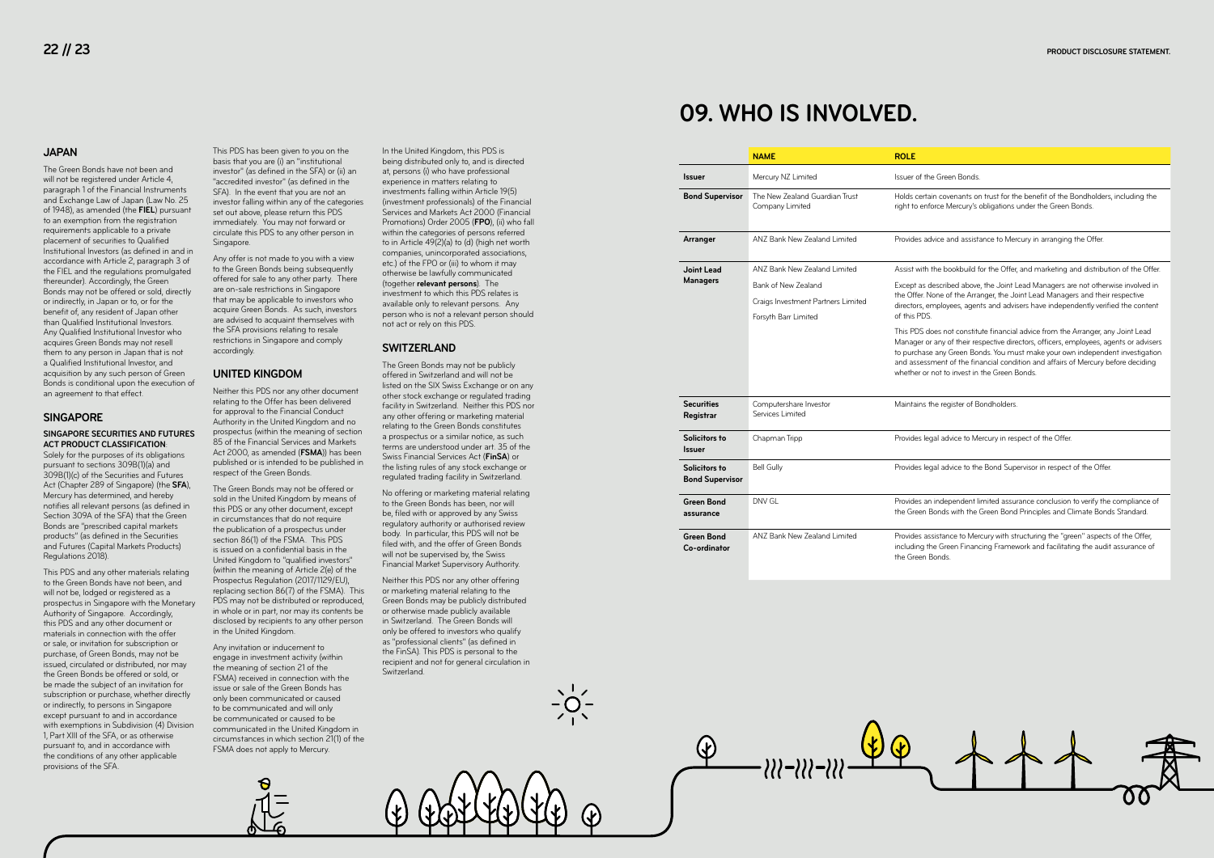## JAPAN

The Green Bonds have not been and will not be registered under Article 4, paragraph 1 of the Financial Instruments and Exchange Law of Japan (Law No. 25 of 1948), as amended (the **FIEL**) pursuant to an exemption from the registration requirements applicable to a private placement of securities to Qualified Institutional Investors (as defined in and in accordance with Article 2, paragraph 3 of the FIEL and the regulations promulgated thereunder). Accordingly, the Green Bonds may not be offered or sold, directly or indirectly, in Japan or to, or for the benefit of, any resident of Japan other than Qualified Institutional Investors. Any Qualified Institutional Investor who acquires Green Bonds may not resell them to any person in Japan that is not a Qualified Institutional Investor, and acquisition by any such person of Green Bonds is conditional upon the execution of an agreement to that effect.

## SINGAPORE

**SINGAPORE SECURITIES AND FUTURES ACT PRODUCT CLASSIFICATION**: Solely for the purposes of its obligations pursuant to sections 309B(1)(a) and 309B(1)(c) of the Securities and Futures Act (Chapter 289 of Singapore) (the **SFA**), Mercury has determined, and hereby notifies all relevant persons (as defined in Section 309A of the SFA) that the Green Bonds are "prescribed capital markets products" (as defined in the Securities and Futures (Capital Markets Products) Regulations 2018).

This PDS and any other materials relating to the Green Bonds have not been, and will not be, lodged or registered as a prospectus in Singapore with the Monetary Authority of Singapore. Accordingly, this PDS and any other document or materials in connection with the offer or sale, or invitation for subscription or purchase, of Green Bonds, may not be issued, circulated or distributed, nor may the Green Bonds be offered or sold, or be made the subject of an invitation for subscription or purchase, whether directly or indirectly, to persons in Singapore except pursuant to and in accordance with exemptions in Subdivision (4) Division 1, Part XIII of the SFA, or as otherwise pursuant to, and in accordance with the conditions of any other applicable provisions of the SFA.

This PDS has been given to you on the basis that you are (i) an "institutional investor" (as defined in the SFA) or (ii) an "accredited investor" (as defined in the SFA). In the event that you are not an investor falling within any of the categories set out above, please return this PDS immediately. You may not forward or circulate this PDS to any other person in Singapore.

Any offer is not made to you with a view to the Green Bonds being subsequently offered for sale to any other party. There are on-sale restrictions in Singapore that may be applicable to investors who acquire Green Bonds. As such, investors are advised to acquaint themselves with the SFA provisions relating to resale restrictions in Singapore and comply accordingly.

## UNITED KINGDOM

Neither this PDS nor any other document relating to the Offer has been delivered for approval to the Financial Conduct Authority in the United Kingdom and no prospectus (within the meaning of section 85 of the Financial Services and Markets Act 2000, as amended (**FSMA**)) has been published or is intended to be published in respect of the Green Bonds.

The Green Bonds may not be offered or sold in the United Kingdom by means of this PDS or any other document, except in circumstances that do not require the publication of a prospectus under section 86(1) of the FSMA. This PDS is issued on a confidential basis in the United Kingdom to "qualified investors" (within the meaning of Article 2(e) of the Prospectus Regulation (2017/1129/EU), replacing section 86(7) of the FSMA). This PDS may not be distributed or reproduced, in whole or in part, nor may its contents be disclosed by recipients to any other person in the United Kingdom.

Any invitation or inducement to engage in investment activity (within the meaning of section 21 of the FSMA) received in connection with the issue or sale of the Green Bonds has only been communicated or caused to be communicated and will only be communicated or caused to be communicated in the United Kingdom in circumstances in which section 21(1) of the FSMA does not apply to Mercury.

In the United Kingdom, this PDS is being distributed only to, and is directed at, persons (i) who have professional experience in matters relating to investments falling within Article 19(5) (investment professionals) of the Financial Services and Markets Act 2000 (Financial Promotions) Order 2005 (**FPO**), (ii) who fall within the categories of persons referred to in Article 49(2)(a) to (d) (high net worth companies, unincorporated associations, etc.) of the FPO or (iii) to whom it may otherwise be lawfully communicated (together **relevant persons**). The investment to which this PDS relates is available only to relevant persons. Any person who is not a relevant person should not act or rely on this PDS.

## SWITZERLAND

The Green Bonds may not be publicly offered in Switzerland and will not be listed on the SIX Swiss Exchange or on any other stock exchange or regulated trading facility in Switzerland. Neither this PDS nor any other offering or marketing material relating to the Green Bonds constitutes a prospectus or a similar notice, as such terms are understood under art. 35 of the Swiss Financial Services Act (**FinSA**) or the listing rules of any stock exchange or regulated trading facility in Switzerland.

No offering or marketing material relating to the Green Bonds has been, nor will be, filed with or approved by any Swiss regulatory authority or authorised review body. In particular, this PDS will not be filed with, and the offer of Green Bonds will not be supervised by, the Swiss Financial Market Supervisory Authority.

Neither this PDS nor any other offering or marketing material relating to the Green Bonds may be publicly distributed or otherwise made publicly available in Switzerland. The Green Bonds will only be offered to investors who qualify as "professional clients" (as defined in the FinSA). This PDS is personal to the recipient and not for general circulation in Switzerland.

# 09. WHO IS INVOLVED.

| | NAME | ROLE |
|---|---|---|
| **Issuer** | Mercury NZ Limited | Issuer of the Green Bonds. |
| **Bond Supervisor** | The New Zealand Guardian Trust Company Limited | Holds certain covenants on trust for the benefit of the Bondholders, including the right to enforce Mercury's obligations under the Green Bonds. |
| **Arranger** | ANZ Bank New Zealand Limited | Provides advice and assistance to Mercury in arranging the Offer. |
| **Joint Lead Managers** | ANZ Bank New Zealand Limited<br>Bank of New Zealand<br>Craigs Investment Partners Limited<br>Forsyth Barr Limited | Assist with the bookbuild for the Offer, and marketing and distribution of the Offer.<br>Except as described above, the Joint Lead Managers are not otherwise involved in the Offer. None of the Arranger, the Joint Lead Managers and their respective directors, employees, agents and advisers have independently verified the content of this PDS.<br>This PDS does not constitute financial advice from the Arranger, any Joint Lead Manager or any of their respective directors, officers, employees, agents or advisers to purchase any Green Bonds. You must make your own independent investigation and assessment of the financial condition and affairs of Mercury before deciding whether or not to invest in the Green Bonds. |
| **Securities Registrar** | Computershare Investor Services Limited | Maintains the register of Bondholders. |
| **Solicitors to Issuer** | Chapman Tripp | Provides legal advice to Mercury in respect of the Offer. |
| **Solicitors to Bond Supervisor** | Bell Gully | Provides legal advice to the Bond Supervisor in respect of the Offer. |
| **Green Bond assurance** | DNV GL | Provides an independent limited assurance conclusion to verify the compliance of the Green Bonds with the Green Bond Principles and Climate Bonds Standard. |
| **Green Bond Co-ordinator** | ANZ Bank New Zealand Limited | Provides assistance to Mercury with structuring the "green" aspects of the Offer, including the Green Financing Framework and facilitating the audit assurance of the Green Bonds. |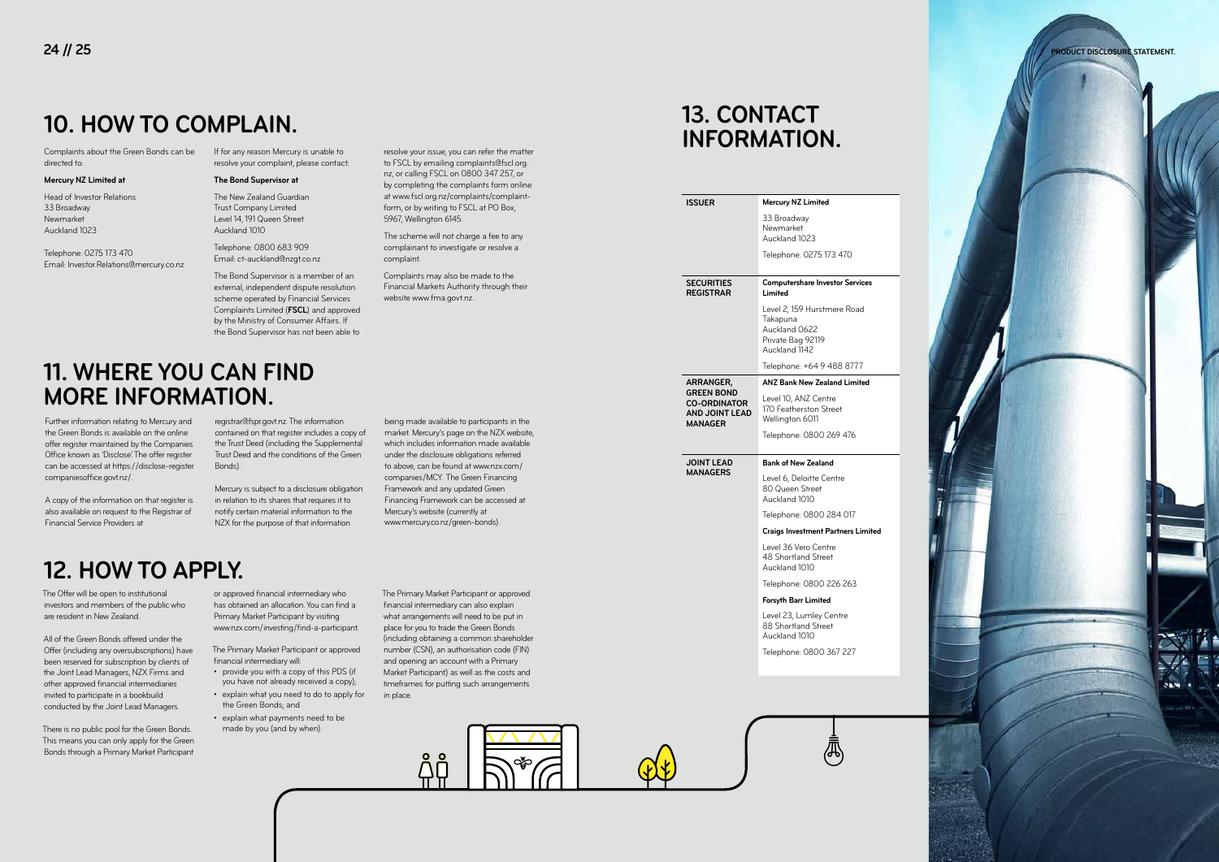## 10. HOW TO COMPLAIN.

Complaints about the Green Bonds can be directed to:

**Mercury NZ Limited at**

Head of Investor Relations
33 Broadway
Newmarket
Auckland 1023

Telephone: 0275 173 470
Email: Investor.Relations@mercury.co.nz

If for any reason Mercury is unable to resolve your complaint, please contact:

**The Bond Supervisor at**

The New Zealand Guardian Trust Company Limited
Level 14, 191 Queen Street
Auckland 1010

Telephone: 0800 683 909
Email: ct-auckland@nzgt.co.nz

The Bond Supervisor is a member of an external, independent dispute resolution scheme operated by Financial Services Complaints Limited (**FSCL**) and approved by the Ministry of Consumer Affairs. If the Bond Supervisor has not been able to resolve your issue, you can refer the matter to FSCL by emailing complaints@fscl.org.nz, or calling FSCL on 0800 347 257, or by completing the complaints form online at www.fscl.org.nz/complaints/complaint-form, or by writing to FSCL at PO Box, 5967, Wellington 6145.

The scheme will not charge a fee to any complainant to investigate or resolve a complaint.

Complaints may also be made to the Financial Markets Authority through their website www.fma.govt.nz.

## 11. WHERE YOU CAN FIND MORE INFORMATION.

Further information relating to Mercury and the Green Bonds is available on the online offer register maintained by the Companies Office known as 'Disclose'. The offer register can be accessed at https://disclose-register.companiesoffice.govt.nz/.

A copy of the information on that register is also available on request to the Registrar of Financial Service Providers at registrar@fspr.govt.nz. The information contained on that register includes a copy of the Trust Deed (including the Supplemental Trust Deed and the conditions of the Green Bonds).

Mercury is subject to a disclosure obligation in relation to its shares that requires it to notify certain material information to the NZX for the purpose of that information being made available to participants in the market. Mercury's page on the NZX website, which includes information made available under the disclosure obligations referred to above, can be found at www.nzx.com/companies/MCY. The Green Financing Framework and any updated Green Financing Framework can be accessed at Mercury's website (currently at www.mercury.co.nz/green-bonds).

## 12. HOW TO APPLY.

The Offer will be open to institutional investors and members of the public who are resident in New Zealand.

All of the Green Bonds offered under the Offer (including any oversubscriptions) have been reserved for subscription by clients of the Joint Lead Managers, NZX Firms and other approved financial intermediaries invited to participate in a bookbuild conducted by the Joint Lead Managers.

There is no public pool for the Green Bonds. This means you can only apply for the Green Bonds through a Primary Market Participant or approved financial intermediary who has obtained an allocation. You can find a Primary Market Participant by visiting www.nzx.com/investing/find-a-participant.

The Primary Market Participant or approved financial intermediary will:

- provide you with a copy of this PDS (if you have not already received a copy);
- explain what you need to do to apply for the Green Bonds; and
- explain what payments need to be made by you (and by when).

The Primary Market Participant or approved financial intermediary can also explain what arrangements will need to be put in place for you to trade the Green Bonds (including obtaining a common shareholder number (CSN), an authorisation code (FIN) and opening an account with a Primary Market Participant) as well as the costs and timeframes for putting such arrangements in place.

## 13. CONTACT INFORMATION.

| | |
|---|---|
| **ISSUER** | **Mercury NZ Limited**<br>33 Broadway<br>Newmarket<br>Auckland 1023<br>Telephone: 0275 173 470 |
| **SECURITIES REGISTRAR** | **Computershare Investor Services Limited**<br>Level 2, 159 Hurstmere Road<br>Takapuna<br>Auckland 0622<br>Private Bag 92119<br>Auckland 1142<br>Telephone: +64 9 488 8777 |
| **ARRANGER, GREEN BOND CO-ORDINATOR AND JOINT LEAD MANAGER** | **ANZ Bank New Zealand Limited**<br>Level 10, ANZ Centre<br>170 Featherston Street<br>Wellington 6011<br>Telephone: 0800 269 476 |
| **JOINT LEAD MANAGERS** | **Bank of New Zealand**<br>Level 6, Deloitte Centre<br>80 Queen Street<br>Auckland 1010<br>Telephone: 0800 284 017<br>**Craigs Investment Partners Limited**<br>Level 36 Vero Centre<br>48 Shortland Street<br>Auckland 1010<br>Telephone: 0800 226 263<br>**Forsyth Barr Limited**<br>Level 23, Lumley Centre<br>88 Shortland Street<br>Auckland 1010<br>Telephone: 0800 367 227 |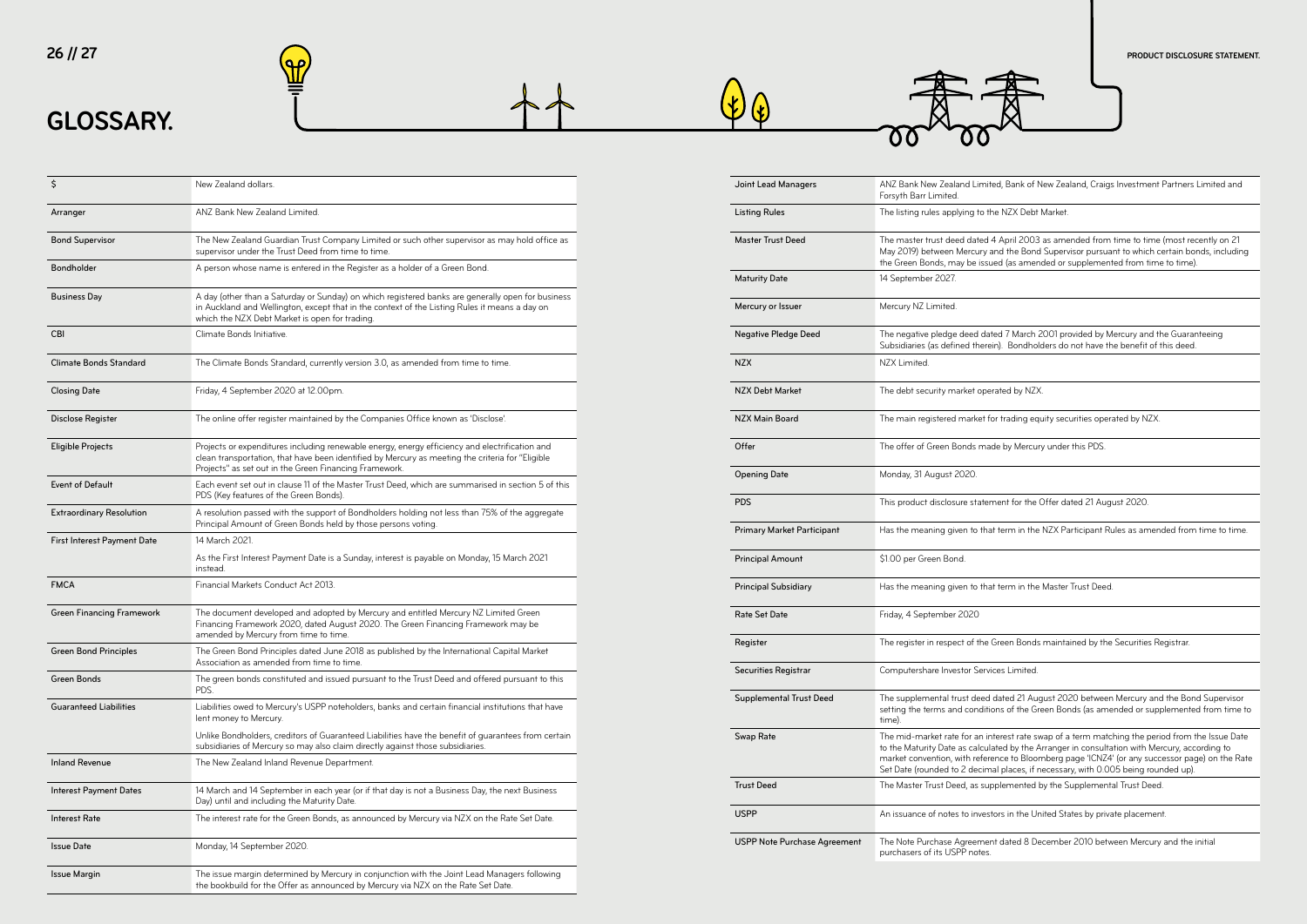# GLOSSARY.

| | |
|---|---|
| $ | New Zealand dollars. |
| Arranger | ANZ Bank New Zealand Limited. |
| Bond Supervisor | The New Zealand Guardian Trust Company Limited or such other supervisor as may hold office as supervisor under the Trust Deed from time to time. |
| Bondholder | A person whose name is entered in the Register as a holder of a Green Bond. |
| Business Day | A day (other than a Saturday or Sunday) on which registered banks are generally open for business in Auckland and Wellington, except that in the context of the Listing Rules it means a day on which the NZX Debt Market is open for trading. |
| CBI | Climate Bonds Initiative. |
| Climate Bonds Standard | The Climate Bonds Standard, currently version 3.0, as amended from time to time. |
| Closing Date | Friday, 4 September 2020 at 12.00pm. |
| Disclose Register | The online offer register maintained by the Companies Office known as 'Disclose'. |
| Eligible Projects | Projects or expenditures including renewable energy, energy efficiency and electrification and clean transportation, that have been identified by Mercury as meeting the criteria for "Eligible Projects" as set out in the Green Financing Framework. |
| Event of Default | Each event set out in clause 11 of the Master Trust Deed, which are summarised in section 5 of this PDS (Key features of the Green Bonds). |
| Extraordinary Resolution | A resolution passed with the support of Bondholders holding not less than 75% of the aggregate Principal Amount of Green Bonds held by those persons voting. |
| First Interest Payment Date | 14 March 2021.<br>As the First Interest Payment Date is a Sunday, interest is payable on Monday, 15 March 2021 instead. |
| FMCA | Financial Markets Conduct Act 2013. |
| Green Financing Framework | The document developed and adopted by Mercury and entitled Mercury NZ Limited Green Financing Framework 2020, dated August 2020. The Green Financing Framework may be amended by Mercury from time to time. |
| Green Bond Principles | The Green Bond Principles dated June 2018 as published by the International Capital Market Association as amended from time to time. |
| Green Bonds | The green bonds constituted and issued pursuant to the Trust Deed and offered pursuant to this PDS. |
| Guaranteed Liabilities | Liabilities owed to Mercury's USPP noteholders, banks and certain financial institutions that have lent money to Mercury.<br>Unlike Bondholders, creditors of Guaranteed Liabilities have the benefit of guarantees from certain subsidiaries of Mercury so may also claim directly against those subsidiaries. |
| Inland Revenue | The New Zealand Inland Revenue Department. |
| Interest Payment Dates | 14 March and 14 September in each year (or if that day is not a Business Day, the next Business Day) until and including the Maturity Date. |
| Interest Rate | The interest rate for the Green Bonds, as announced by Mercury via NZX on the Rate Set Date. |
| Issue Date | Monday, 14 September 2020. |
| Issue Margin | The issue margin determined by Mercury in conjunction with the Joint Lead Managers following the bookbuild for the Offer as announced by Mercury via NZX on the Rate Set Date. |
| Joint Lead Managers | ANZ Bank New Zealand Limited, Bank of New Zealand, Craigs Investment Partners Limited and Forsyth Barr Limited. |
| Listing Rules | The listing rules applying to the NZX Debt Market. |
| Master Trust Deed | The master trust deed dated 4 April 2003 as amended from time to time (most recently on 21 May 2019) between Mercury and the Bond Supervisor pursuant to which certain bonds, including the Green Bonds, may be issued (as amended or supplemented from time to time). |
| Maturity Date | 14 September 2027. |
| Mercury or Issuer | Mercury NZ Limited. |
| Negative Pledge Deed | The negative pledge deed dated 7 March 2001 provided by Mercury and the Guaranteeing Subsidiaries (as defined therein). Bondholders do not have the benefit of this deed. |
| NZX | NZX Limited. |
| NZX Debt Market | The debt security market operated by NZX. |
| NZX Main Board | The main registered market for trading equity securities operated by NZX. |
| Offer | The offer of Green Bonds made by Mercury under this PDS. |
| Opening Date | Monday, 31 August 2020. |
| PDS | This product disclosure statement for the Offer dated 21 August 2020. |
| Primary Market Participant | Has the meaning given to that term in the NZX Participant Rules as amended from time to time. |
| Principal Amount | $1.00 per Green Bond. |
| Principal Subsidiary | Has the meaning given to that term in the Master Trust Deed. |
| Rate Set Date | Friday, 4 September 2020 |
| Register | The register in respect of the Green Bonds maintained by the Securities Registrar. |
| Securities Registrar | Computershare Investor Services Limited. |
| Supplemental Trust Deed | The supplemental trust deed dated 21 August 2020 between Mercury and the Bond Supervisor setting the terms and conditions of the Green Bonds (as amended or supplemented from time to time). |
| Swap Rate | The mid-market rate for an interest rate swap of a term matching the period from the Issue Date to the Maturity Date as calculated by the Arranger in consultation with Mercury, according to market convention, with reference to Bloomberg page 'ICNZ4' (or any successor page) on the Rate Set Date (rounded to 2 decimal places, if necessary, with 0.005 being rounded up). |
| Trust Deed | The Master Trust Deed, as supplemented by the Supplemental Trust Deed. |
| USPP | An issuance of notes to investors in the United States by private placement. |
| USPP Note Purchase Agreement | The Note Purchase Agreement dated 8 December 2010 between Mercury and the initial purchasers of its USPP notes. |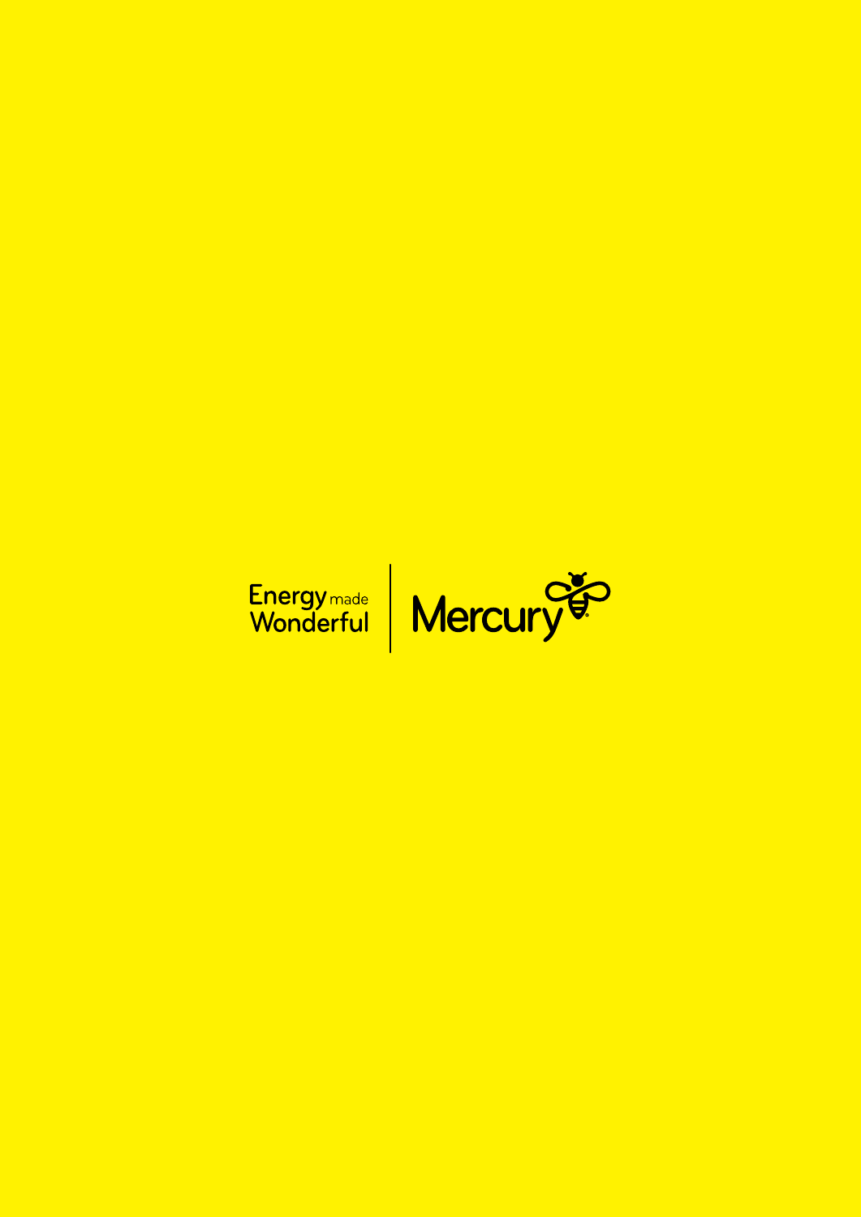Energy made Wonderful

Mercury